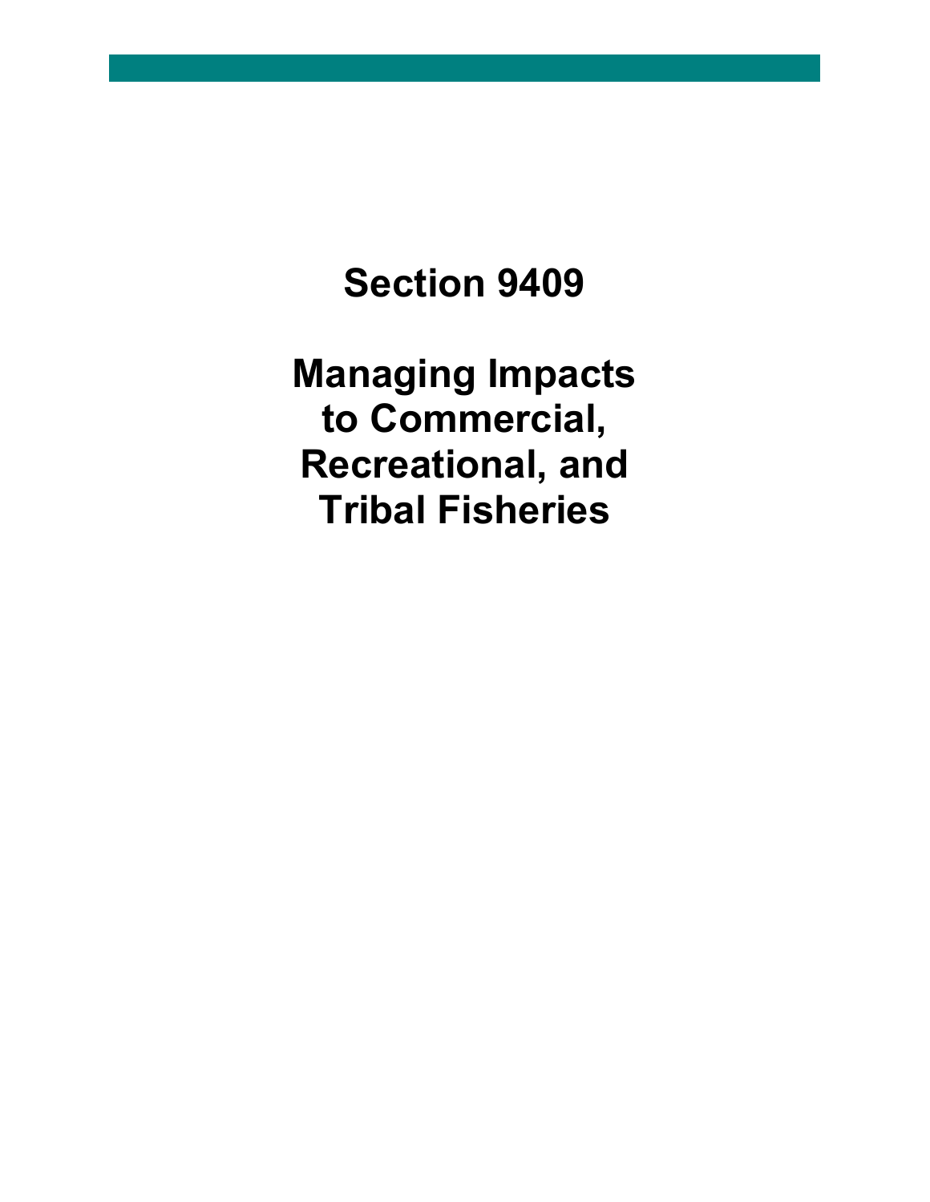# Section 9409

# Managing Impacts to Commercial, Recreational, and Tribal Fisheries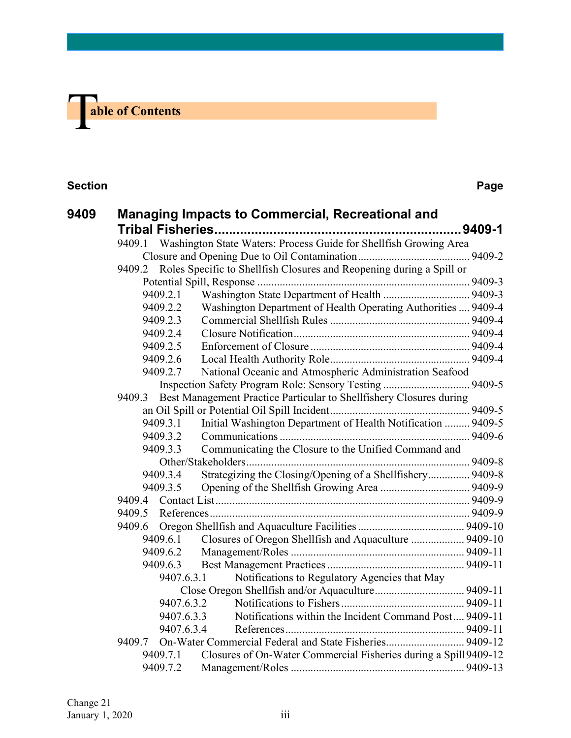# Table of Contents

| Section | | Page |
|---|---|---|
| **9409** | **Managing Impacts to Commercial, Recreational and Tribal Fisheries** | **9409-1** |
| 9409.1 | Washington State Waters: Process Guide for Shellfish Growing Area Closure and Opening Due to Oil Contamination | 9409-2 |
| 9409.2 | Roles Specific to Shellfish Closures and Reopening during a Spill or Potential Spill, Response | 9409-3 |
| 9409.2.1 | Washington State Department of Health | 9409-3 |
| 9409.2.2 | Washington Department of Health Operating Authorities | 9409-4 |
| 9409.2.3 | Commercial Shellfish Rules | 9409-4 |
| 9409.2.4 | Closure Notification | 9409-4 |
| 9409.2.5 | Enforcement of Closure | 9409-4 |
| 9409.2.6 | Local Health Authority Role | 9409-4 |
| 9409.2.7 | National Oceanic and Atmospheric Administration Seafood Inspection Safety Program Role: Sensory Testing | 9409-5 |
| 9409.3 | Best Management Practice Particular to Shellfishery Closures during an Oil Spill or Potential Oil Spill Incident | 9409-5 |
| 9409.3.1 | Initial Washington Department of Health Notification | 9409-5 |
| 9409.3.2 | Communications | 9409-6 |
| 9409.3.3 | Communicating the Closure to the Unified Command and Other/Stakeholders | 9409-8 |
| 9409.3.4 | Strategizing the Closing/Opening of a Shellfishery | 9409-8 |
| 9409.3.5 | Opening of the Shellfish Growing Area | 9409-9 |
| 9409.4 | Contact List | 9409-9 |
| 9409.5 | References | 9409-9 |
| 9409.6 | Oregon Shellfish and Aquaculture Facilities | 9409-10 |
| 9409.6.1 | Closures of Oregon Shellfish and Aquaculture | 9409-10 |
| 9409.6.2 | Management/Roles | 9409-11 |
| 9409.6.3 | Best Management Practices | 9409-11 |
| 9407.6.3.1 | Notifications to Regulatory Agencies that May Close Oregon Shellfish and/or Aquaculture | 9409-11 |
| 9407.6.3.2 | Notifications to Fishers | 9409-11 |
| 9407.6.3.3 | Notifications within the Incident Command Post | 9409-11 |
| 9407.6.3.4 | References | 9409-11 |
| 9409.7 | On-Water Commercial Federal and State Fisheries | 9409-12 |
| 9409.7.1 | Closures of On-Water Commercial Fisheries during a Spill | 9409-12 |
| 9409.7.2 | Management/Roles | 9409-13 |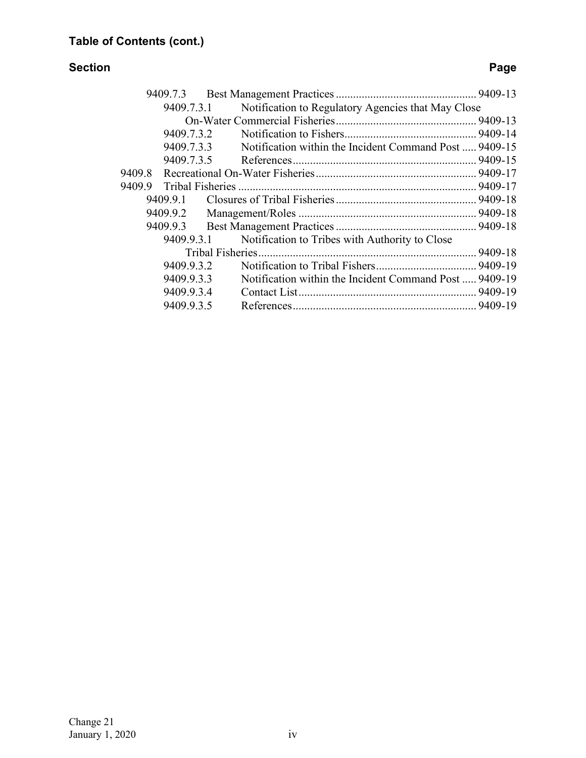**Table of Contents (cont.)**

| Section | Page |
|---|---|
| 9409.7.3 Best Management Practices | 9409-13 |
| 9409.7.3.1 Notification to Regulatory Agencies that May Close On-Water Commercial Fisheries | 9409-13 |
| 9409.7.3.2 Notification to Fishers | 9409-14 |
| 9409.7.3.3 Notification within the Incident Command Post | 9409-15 |
| 9409.7.3.5 References | 9409-15 |
| 9409.8 Recreational On-Water Fisheries | 9409-17 |
| 9409.9 Tribal Fisheries | 9409-17 |
| 9409.9.1 Closures of Tribal Fisheries | 9409-18 |
| 9409.9.2 Management/Roles | 9409-18 |
| 9409.9.3 Best Management Practices | 9409-18 |
| 9409.9.3.1 Notification to Tribes with Authority to Close Tribal Fisheries | 9409-18 |
| 9409.9.3.2 Notification to Tribal Fishers | 9409-19 |
| 9409.9.3.3 Notification within the Incident Command Post | 9409-19 |
| 9409.9.3.4 Contact List | 9409-19 |
| 9409.9.3.5 References | 9409-19 |

Change 21
January 1, 2020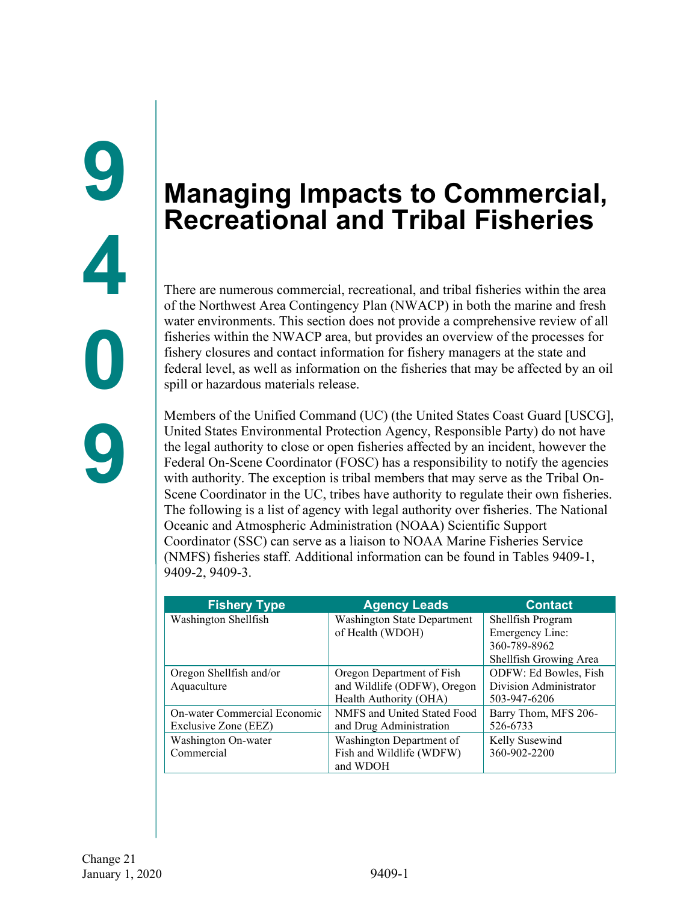# 9409 Managing Impacts to Commercial, Recreational and Tribal Fisheries

There are numerous commercial, recreational, and tribal fisheries within the area of the Northwest Area Contingency Plan (NWACP) in both the marine and fresh water environments. This section does not provide a comprehensive review of all fisheries within the NWACP area, but provides an overview of the processes for fishery closures and contact information for fishery managers at the state and federal level, as well as information on the fisheries that may be affected by an oil spill or hazardous materials release.

Members of the Unified Command (UC) (the United States Coast Guard [USCG], United States Environmental Protection Agency, Responsible Party) do not have the legal authority to close or open fisheries affected by an incident, however the Federal On-Scene Coordinator (FOSC) has a responsibility to notify the agencies with authority. The exception is tribal members that may serve as the Tribal On-Scene Coordinator in the UC, tribes have authority to regulate their own fisheries. The following is a list of agency with legal authority over fisheries. The National Oceanic and Atmospheric Administration (NOAA) Scientific Support Coordinator (SSC) can serve as a liaison to NOAA Marine Fisheries Service (NMFS) fisheries staff. Additional information can be found in Tables 9409-1, 9409-2, 9409-3.

| Fishery Type | Agency Leads | Contact |
|---|---|---|
| Washington Shellfish | Washington State Department of Health (WDOH) | Shellfish Program Emergency Line: 360-789-8962 Shellfish Growing Area |
| Oregon Shellfish and/or Aquaculture | Oregon Department of Fish and Wildlife (ODFW), Oregon Health Authority (OHA) | ODFW: Ed Bowles, Fish Division Administrator 503-947-6206 |
| On-water Commercial Economic Exclusive Zone (EEZ) | NMFS and United Stated Food and Drug Administration | Barry Thom, MFS 206-526-6733 |
| Washington On-water Commercial | Washington Department of Fish and Wildlife (WDFW) and WDOH | Kelly Susewind 360-902-2200 |

Change 21
January 1, 2020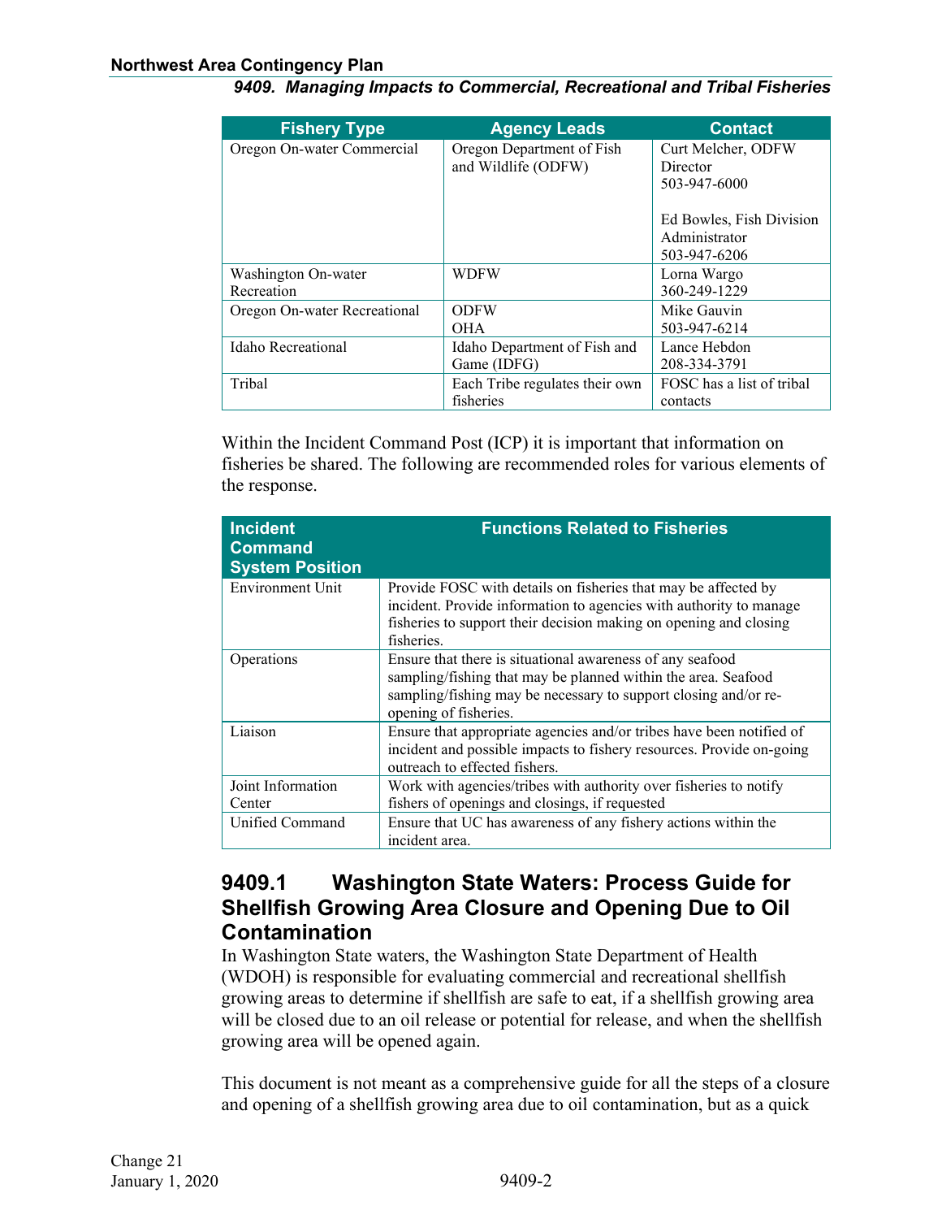| Fishery Type | Agency Leads | Contact |
|---|---|---|
| Oregon On-water Commercial | Oregon Department of Fish and Wildlife (ODFW) | Curt Melcher, ODFW Director<br>503-947-6000<br><br>Ed Bowles, Fish Division Administrator<br>503-947-6206 |
| Washington On-water Recreation | WDFW | Lorna Wargo<br>360-249-1229 |
| Oregon On-water Recreational | ODFW<br>OHA | Mike Gauvin<br>503-947-6214 |
| Idaho Recreational | Idaho Department of Fish and Game (IDFG) | Lance Hebdon<br>208-334-3791 |
| Tribal | Each Tribe regulates their own fisheries | FOSC has a list of tribal contacts |

Within the Incident Command Post (ICP) it is important that information on fisheries be shared. The following are recommended roles for various elements of the response.

| Incident Command System Position | Functions Related to Fisheries |
|---|---|
| Environment Unit | Provide FOSC with details on fisheries that may be affected by incident. Provide information to agencies with authority to manage fisheries to support their decision making on opening and closing fisheries. |
| Operations | Ensure that there is situational awareness of any seafood sampling/fishing that may be planned within the area. Seafood sampling/fishing may be necessary to support closing and/or re-opening of fisheries. |
| Liaison | Ensure that appropriate agencies and/or tribes have been notified of incident and possible impacts to fishery resources. Provide on-going outreach to effected fishers. |
| Joint Information Center | Work with agencies/tribes with authority over fisheries to notify fishers of openings and closings, if requested |
| Unified Command | Ensure that UC has awareness of any fishery actions within the incident area. |

## 9409.1 Washington State Waters: Process Guide for Shellfish Growing Area Closure and Opening Due to Oil Contamination

In Washington State waters, the Washington State Department of Health (WDOH) is responsible for evaluating commercial and recreational shellfish growing areas to determine if shellfish are safe to eat, if a shellfish growing area will be closed due to an oil release or potential for release, and when the shellfish growing area will be opened again.

This document is not meant as a comprehensive guide for all the steps of a closure and opening of a shellfish growing area due to oil contamination, but as a quick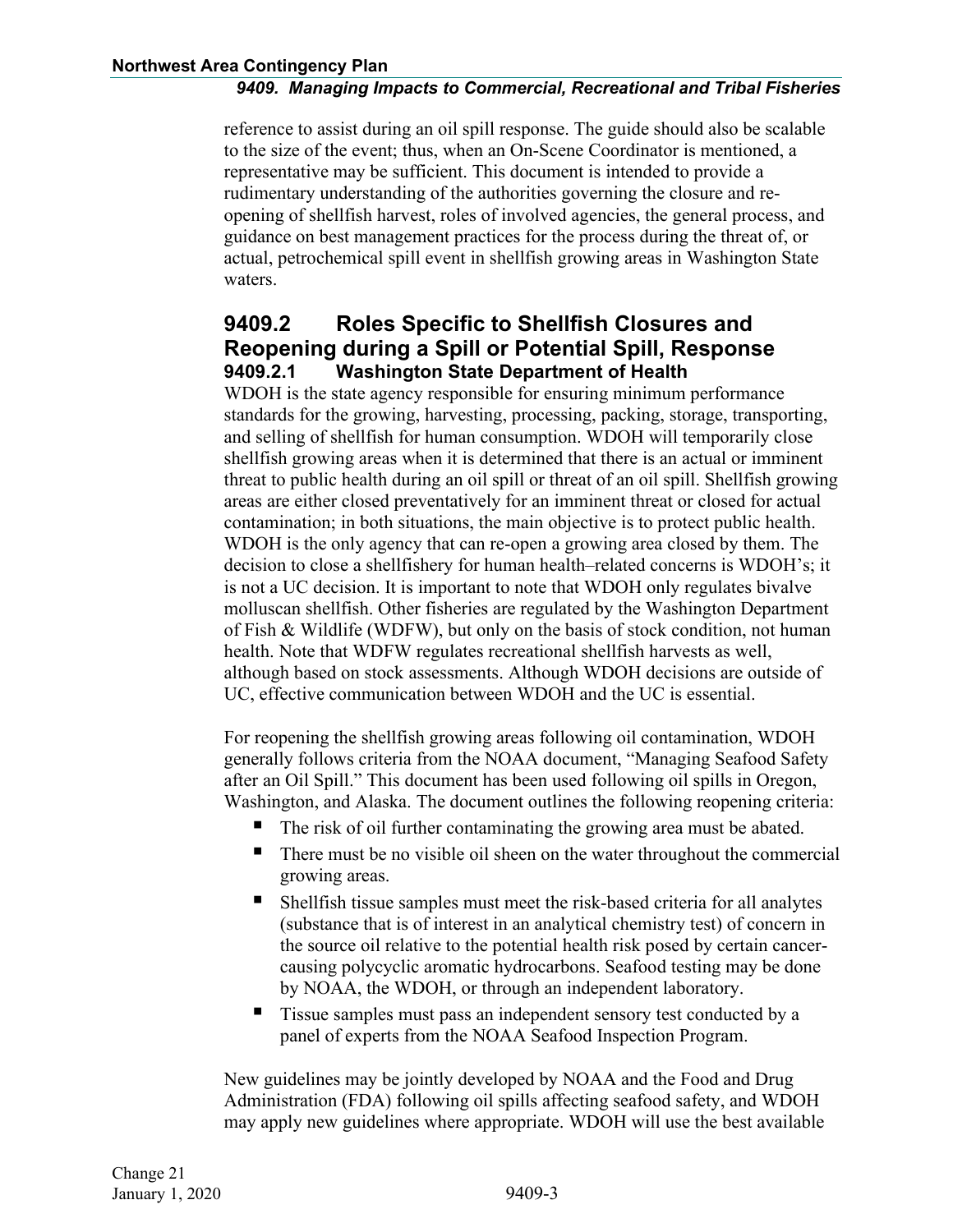reference to assist during an oil spill response. The guide should also be scalable to the size of the event; thus, when an On-Scene Coordinator is mentioned, a representative may be sufficient. This document is intended to provide a rudimentary understanding of the authorities governing the closure and re-opening of shellfish harvest, roles of involved agencies, the general process, and guidance on best management practices for the process during the threat of, or actual, petrochemical spill event in shellfish growing areas in Washington State waters.

## 9409.2 Roles Specific to Shellfish Closures and Reopening during a Spill or Potential Spill, Response

### 9409.2.1 Washington State Department of Health

WDOH is the state agency responsible for ensuring minimum performance standards for the growing, harvesting, processing, packing, storage, transporting, and selling of shellfish for human consumption. WDOH will temporarily close shellfish growing areas when it is determined that there is an actual or imminent threat to public health during an oil spill or threat of an oil spill. Shellfish growing areas are either closed preventatively for an imminent threat or closed for actual contamination; in both situations, the main objective is to protect public health. WDOH is the only agency that can re-open a growing area closed by them. The decision to close a shellfishery for human health–related concerns is WDOH's; it is not a UC decision. It is important to note that WDOH only regulates bivalve molluscan shellfish. Other fisheries are regulated by the Washington Department of Fish & Wildlife (WDFW), but only on the basis of stock condition, not human health. Note that WDFW regulates recreational shellfish harvests as well, although based on stock assessments. Although WDOH decisions are outside of UC, effective communication between WDOH and the UC is essential.

For reopening the shellfish growing areas following oil contamination, WDOH generally follows criteria from the NOAA document, "Managing Seafood Safety after an Oil Spill." This document has been used following oil spills in Oregon, Washington, and Alaska. The document outlines the following reopening criteria:

- The risk of oil further contaminating the growing area must be abated.
- There must be no visible oil sheen on the water throughout the commercial growing areas.
- Shellfish tissue samples must meet the risk-based criteria for all analytes (substance that is of interest in an analytical chemistry test) of concern in the source oil relative to the potential health risk posed by certain cancer-causing polycyclic aromatic hydrocarbons. Seafood testing may be done by NOAA, the WDOH, or through an independent laboratory.
- Tissue samples must pass an independent sensory test conducted by a panel of experts from the NOAA Seafood Inspection Program.

New guidelines may be jointly developed by NOAA and the Food and Drug Administration (FDA) following oil spills affecting seafood safety, and WDOH may apply new guidelines where appropriate. WDOH will use the best available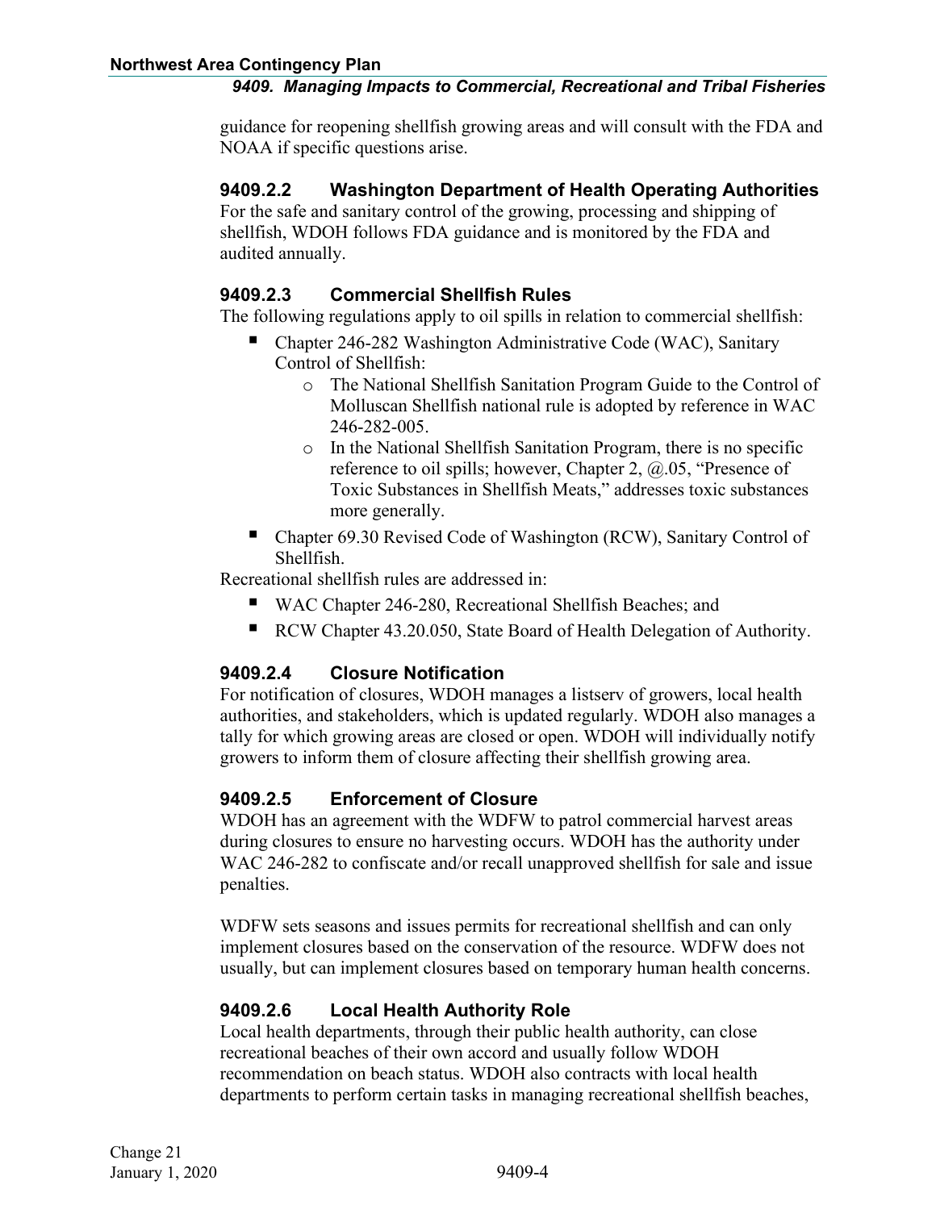guidance for reopening shellfish growing areas and will consult with the FDA and NOAA if specific questions arise.

### 9409.2.2 Washington Department of Health Operating Authorities

For the safe and sanitary control of the growing, processing and shipping of shellfish, WDOH follows FDA guidance and is monitored by the FDA and audited annually.

### 9409.2.3 Commercial Shellfish Rules

The following regulations apply to oil spills in relation to commercial shellfish:

- Chapter 246-282 Washington Administrative Code (WAC), Sanitary Control of Shellfish:
    - The National Shellfish Sanitation Program Guide to the Control of Molluscan Shellfish national rule is adopted by reference in WAC 246-282-005.
    - In the National Shellfish Sanitation Program, there is no specific reference to oil spills; however, Chapter 2, @.05, "Presence of Toxic Substances in Shellfish Meats," addresses toxic substances more generally.
- Chapter 69.30 Revised Code of Washington (RCW), Sanitary Control of Shellfish.

Recreational shellfish rules are addressed in:

- WAC Chapter 246-280, Recreational Shellfish Beaches; and
- RCW Chapter 43.20.050, State Board of Health Delegation of Authority.

### 9409.2.4 Closure Notification

For notification of closures, WDOH manages a listserv of growers, local health authorities, and stakeholders, which is updated regularly. WDOH also manages a tally for which growing areas are closed or open. WDOH will individually notify growers to inform them of closure affecting their shellfish growing area.

### 9409.2.5 Enforcement of Closure

WDOH has an agreement with the WDFW to patrol commercial harvest areas during closures to ensure no harvesting occurs. WDOH has the authority under WAC 246-282 to confiscate and/or recall unapproved shellfish for sale and issue penalties.

WDFW sets seasons and issues permits for recreational shellfish and can only implement closures based on the conservation of the resource. WDFW does not usually, but can implement closures based on temporary human health concerns.

### 9409.2.6 Local Health Authority Role

Local health departments, through their public health authority, can close recreational beaches of their own accord and usually follow WDOH recommendation on beach status. WDOH also contracts with local health departments to perform certain tasks in managing recreational shellfish beaches,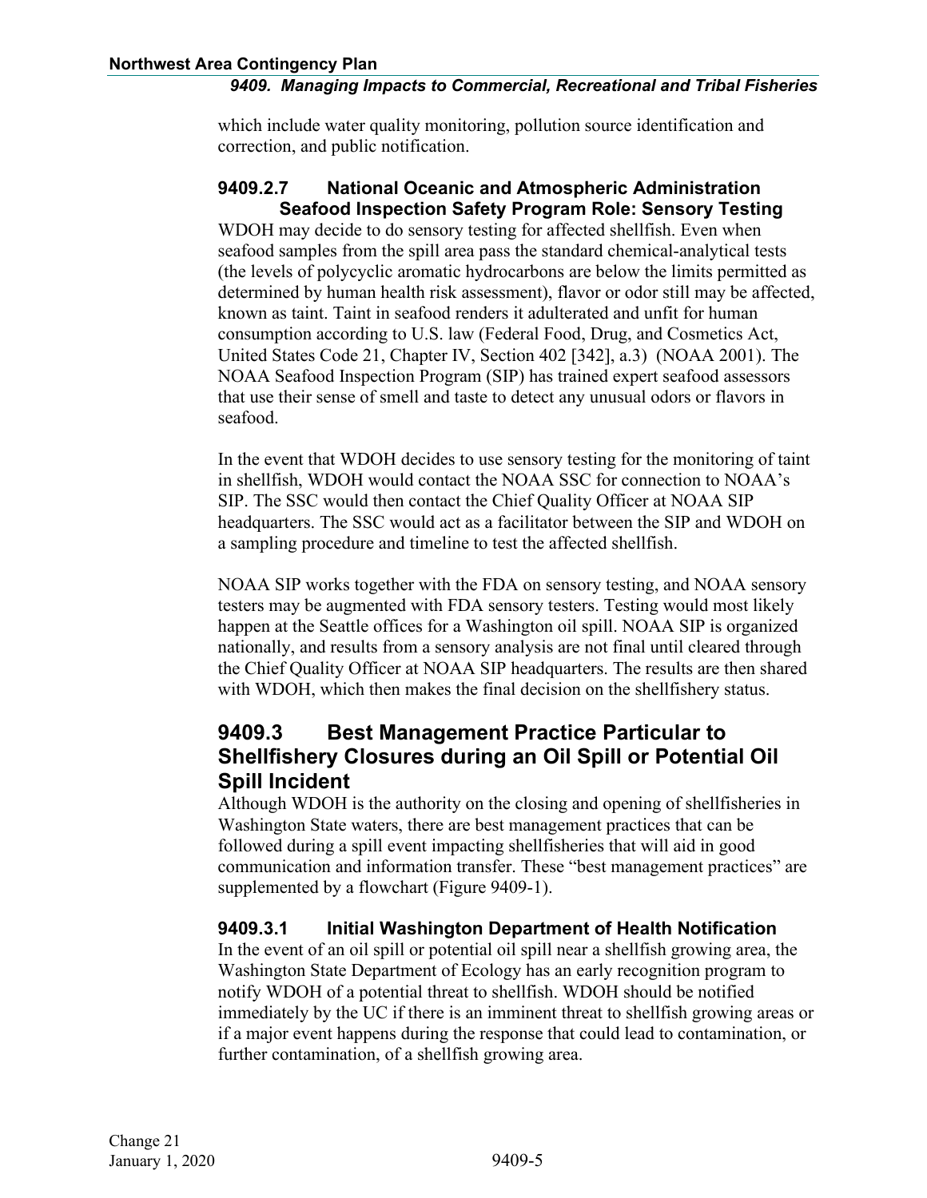which include water quality monitoring, pollution source identification and correction, and public notification.

### 9409.2.7 National Oceanic and Atmospheric Administration Seafood Inspection Safety Program Role: Sensory Testing

WDOH may decide to do sensory testing for affected shellfish. Even when seafood samples from the spill area pass the standard chemical-analytical tests (the levels of polycyclic aromatic hydrocarbons are below the limits permitted as determined by human health risk assessment), flavor or odor still may be affected, known as taint. Taint in seafood renders it adulterated and unfit for human consumption according to U.S. law (Federal Food, Drug, and Cosmetics Act, United States Code 21, Chapter IV, Section 402 [342], a.3) (NOAA 2001). The NOAA Seafood Inspection Program (SIP) has trained expert seafood assessors that use their sense of smell and taste to detect any unusual odors or flavors in seafood.

In the event that WDOH decides to use sensory testing for the monitoring of taint in shellfish, WDOH would contact the NOAA SSC for connection to NOAA's SIP. The SSC would then contact the Chief Quality Officer at NOAA SIP headquarters. The SSC would act as a facilitator between the SIP and WDOH on a sampling procedure and timeline to test the affected shellfish.

NOAA SIP works together with the FDA on sensory testing, and NOAA sensory testers may be augmented with FDA sensory testers. Testing would most likely happen at the Seattle offices for a Washington oil spill. NOAA SIP is organized nationally, and results from a sensory analysis are not final until cleared through the Chief Quality Officer at NOAA SIP headquarters. The results are then shared with WDOH, which then makes the final decision on the shellfishery status.

## 9409.3 Best Management Practice Particular to Shellfishery Closures during an Oil Spill or Potential Oil Spill Incident

Although WDOH is the authority on the closing and opening of shellfisheries in Washington State waters, there are best management practices that can be followed during a spill event impacting shellfisheries that will aid in good communication and information transfer. These "best management practices" are supplemented by a flowchart (Figure 9409-1).

### 9409.3.1 Initial Washington Department of Health Notification

In the event of an oil spill or potential oil spill near a shellfish growing area, the Washington State Department of Ecology has an early recognition program to notify WDOH of a potential threat to shellfish. WDOH should be notified immediately by the UC if there is an imminent threat to shellfish growing areas or if a major event happens during the response that could lead to contamination, or further contamination, of a shellfish growing area.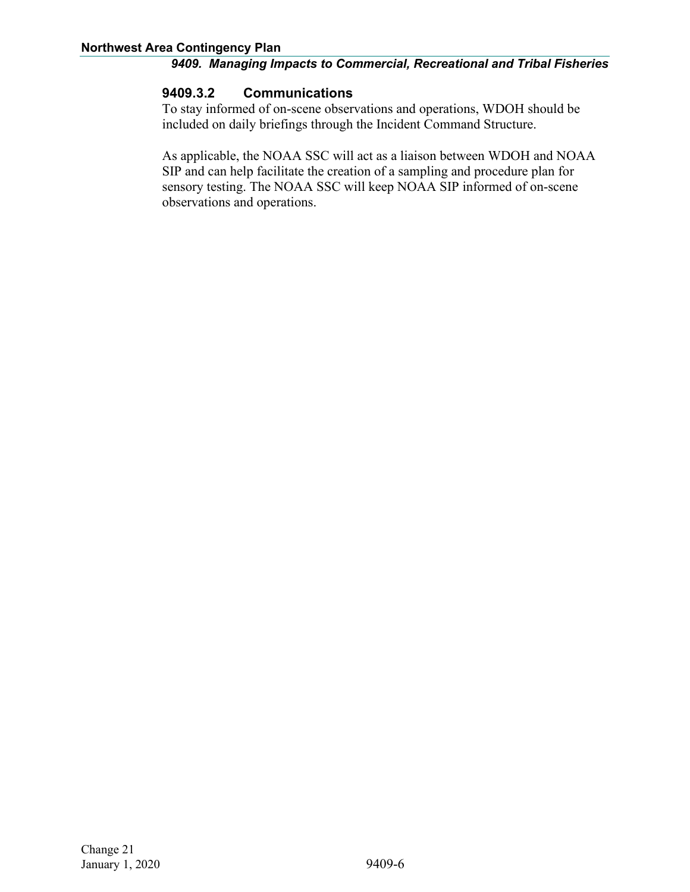### 9409.3.2 Communications

To stay informed of on-scene observations and operations, WDOH should be included on daily briefings through the Incident Command Structure.

As applicable, the NOAA SSC will act as a liaison between WDOH and NOAA SIP and can help facilitate the creation of a sampling and procedure plan for sensory testing. The NOAA SSC will keep NOAA SIP informed of on-scene observations and operations.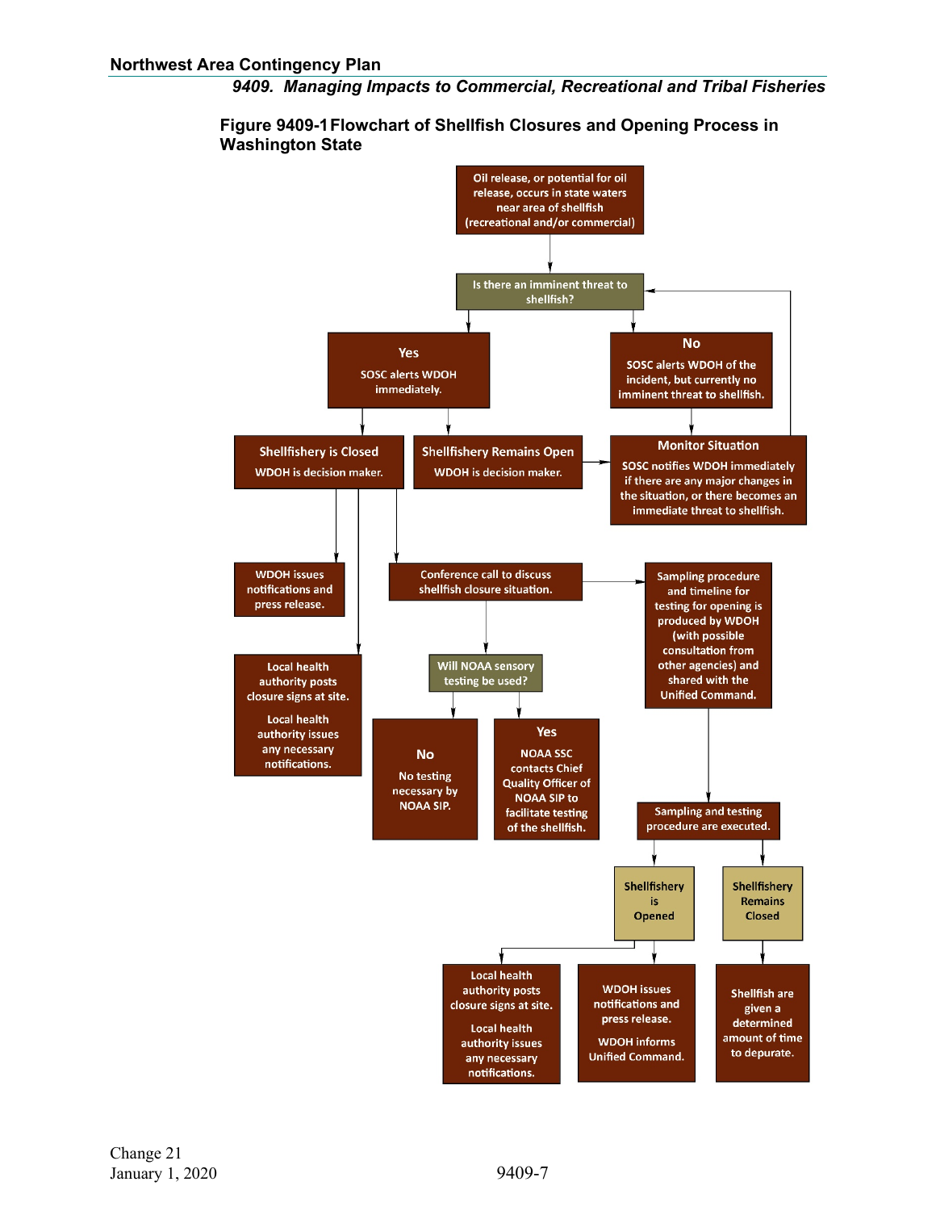**Figure 9409-1 Flowchart of Shellfish Closures and Opening Process in Washington State**

Oil release, or potential for oil release, occurs in state waters near area of shellfish (recreational and/or commercial)

Is there an imminent threat to shellfish?

**Yes**
SOSC alerts WDOH immediately.

**No**
SOSC alerts WDOH of the incident, but currently no imminent threat to shellfish.

**Shellfishery is Closed**
WDOH is decision maker.

**Shellfishery Remains Open**
WDOH is decision maker.

**Monitor Situation**
SOSC notifies WDOH immediately if there are any major changes in the situation, or there becomes an immediate threat to shellfish.

WDOH issues notifications and press release.

Local health authority posts closure signs at site.

Local health authority issues any necessary notifications.

Conference call to discuss shellfish closure situation.

Sampling procedure and timeline for testing for opening is produced by WDOH (with possible consultation from other agencies) and shared with the Unified Command.

Will NOAA sensory testing be used?

**No**
No testing necessary by NOAA SIP.

**Yes**
NOAA SSC contacts Chief Quality Officer of NOAA SIP to facilitate testing of the shellfish.

Sampling and testing procedure are executed.

Shellfishery is Opened

Shellfishery Remains Closed

Local health authority posts closure signs at site.

Local health authority issues any necessary notifications.

WDOH issues notifications and press release.

WDOH informs Unified Command.

Shellfish are given a determined amount of time to depurate.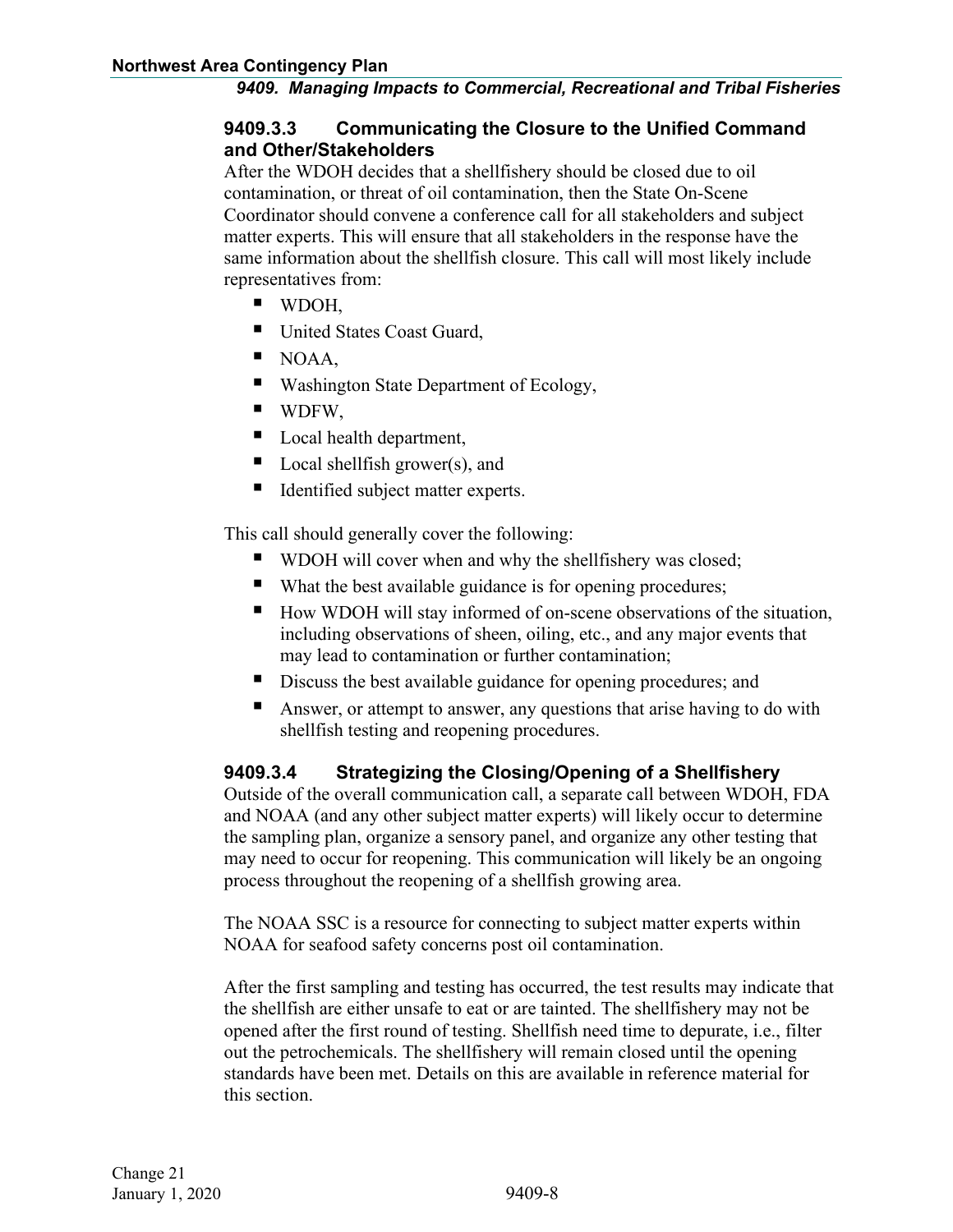### 9409.3.3 Communicating the Closure to the Unified Command and Other/Stakeholders

After the WDOH decides that a shellfishery should be closed due to oil contamination, or threat of oil contamination, then the State On-Scene Coordinator should convene a conference call for all stakeholders and subject matter experts. This will ensure that all stakeholders in the response have the same information about the shellfish closure. This call will most likely include representatives from:

- WDOH,
- United States Coast Guard,
- NOAA,
- Washington State Department of Ecology,
- WDFW,
- Local health department,
- Local shellfish grower(s), and
- Identified subject matter experts.

This call should generally cover the following:

- WDOH will cover when and why the shellfishery was closed;
- What the best available guidance is for opening procedures;
- How WDOH will stay informed of on-scene observations of the situation, including observations of sheen, oiling, etc., and any major events that may lead to contamination or further contamination;
- Discuss the best available guidance for opening procedures; and
- Answer, or attempt to answer, any questions that arise having to do with shellfish testing and reopening procedures.

### 9409.3.4 Strategizing the Closing/Opening of a Shellfishery

Outside of the overall communication call, a separate call between WDOH, FDA and NOAA (and any other subject matter experts) will likely occur to determine the sampling plan, organize a sensory panel, and organize any other testing that may need to occur for reopening. This communication will likely be an ongoing process throughout the reopening of a shellfish growing area.

The NOAA SSC is a resource for connecting to subject matter experts within NOAA for seafood safety concerns post oil contamination.

After the first sampling and testing has occurred, the test results may indicate that the shellfish are either unsafe to eat or are tainted. The shellfishery may not be opened after the first round of testing. Shellfish need time to depurate, i.e., filter out the petrochemicals. The shellfishery will remain closed until the opening standards have been met. Details on this are available in reference material for this section.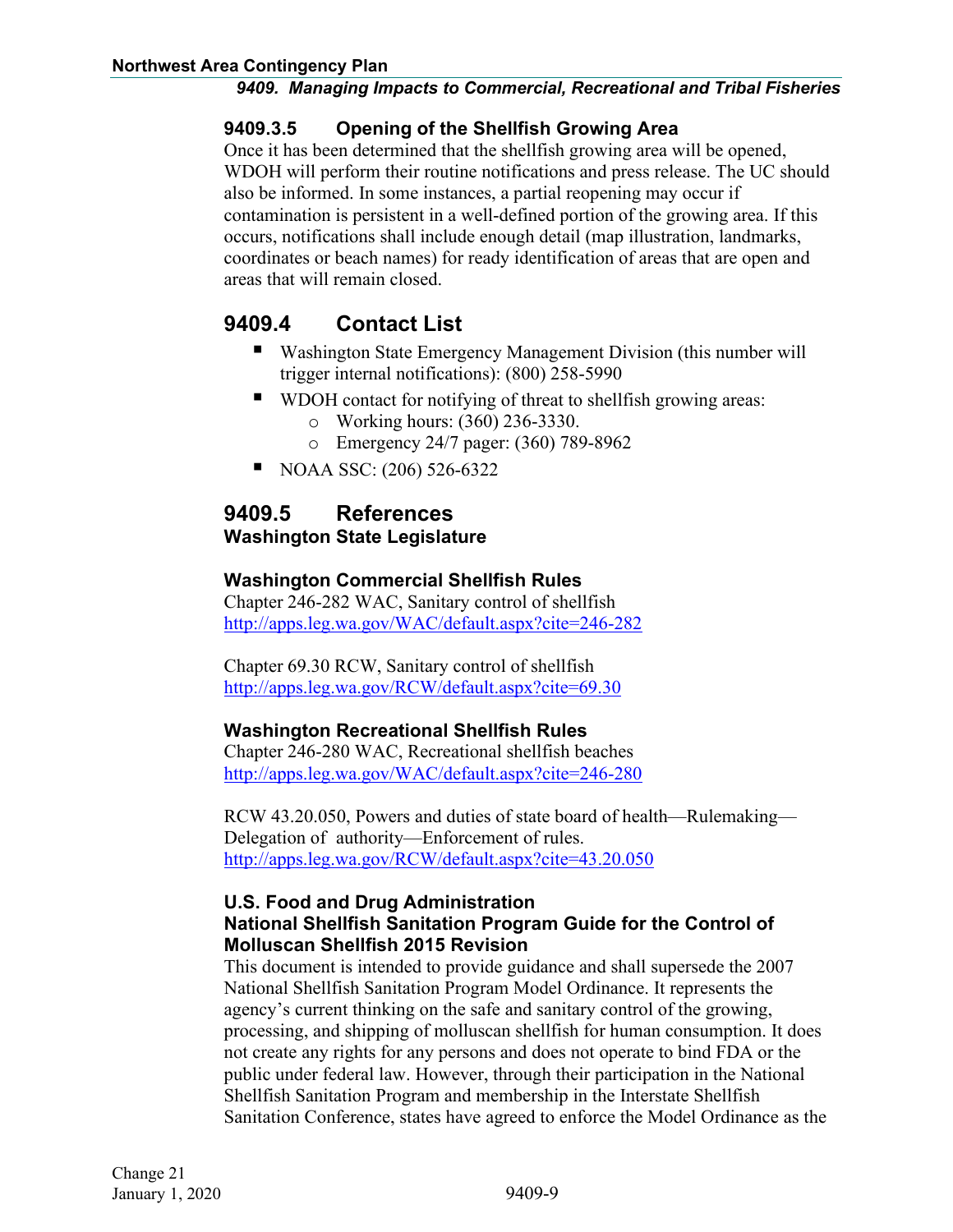### 9409.3.5 Opening of the Shellfish Growing Area

Once it has been determined that the shellfish growing area will be opened, WDOH will perform their routine notifications and press release. The UC should also be informed. In some instances, a partial reopening may occur if contamination is persistent in a well-defined portion of the growing area. If this occurs, notifications shall include enough detail (map illustration, landmarks, coordinates or beach names) for ready identification of areas that are open and areas that will remain closed.

## 9409.4 Contact List

- Washington State Emergency Management Division (this number will trigger internal notifications): (800) 258-5990
- WDOH contact for notifying of threat to shellfish growing areas:
  - Working hours: (360) 236-3330.
  - Emergency 24/7 pager: (360) 789-8962
- NOAA SSC: (206) 526-6322

## 9409.5 References

**Washington State Legislature**

**Washington Commercial Shellfish Rules**

Chapter 246-282 WAC, Sanitary control of shellfish
http://apps.leg.wa.gov/WAC/default.aspx?cite=246-282

Chapter 69.30 RCW, Sanitary control of shellfish
http://apps.leg.wa.gov/RCW/default.aspx?cite=69.30

**Washington Recreational Shellfish Rules**

Chapter 246-280 WAC, Recreational shellfish beaches
http://apps.leg.wa.gov/WAC/default.aspx?cite=246-280

RCW 43.20.050, Powers and duties of state board of health—Rulemaking—Delegation of authority—Enforcement of rules.
http://apps.leg.wa.gov/RCW/default.aspx?cite=43.20.050

**U.S. Food and Drug Administration**
**National Shellfish Sanitation Program Guide for the Control of Molluscan Shellfish 2015 Revision**

This document is intended to provide guidance and shall supersede the 2007 National Shellfish Sanitation Program Model Ordinance. It represents the agency's current thinking on the safe and sanitary control of the growing, processing, and shipping of molluscan shellfish for human consumption. It does not create any rights for any persons and does not operate to bind FDA or the public under federal law. However, through their participation in the National Shellfish Sanitation Program and membership in the Interstate Shellfish Sanitation Conference, states have agreed to enforce the Model Ordinance as the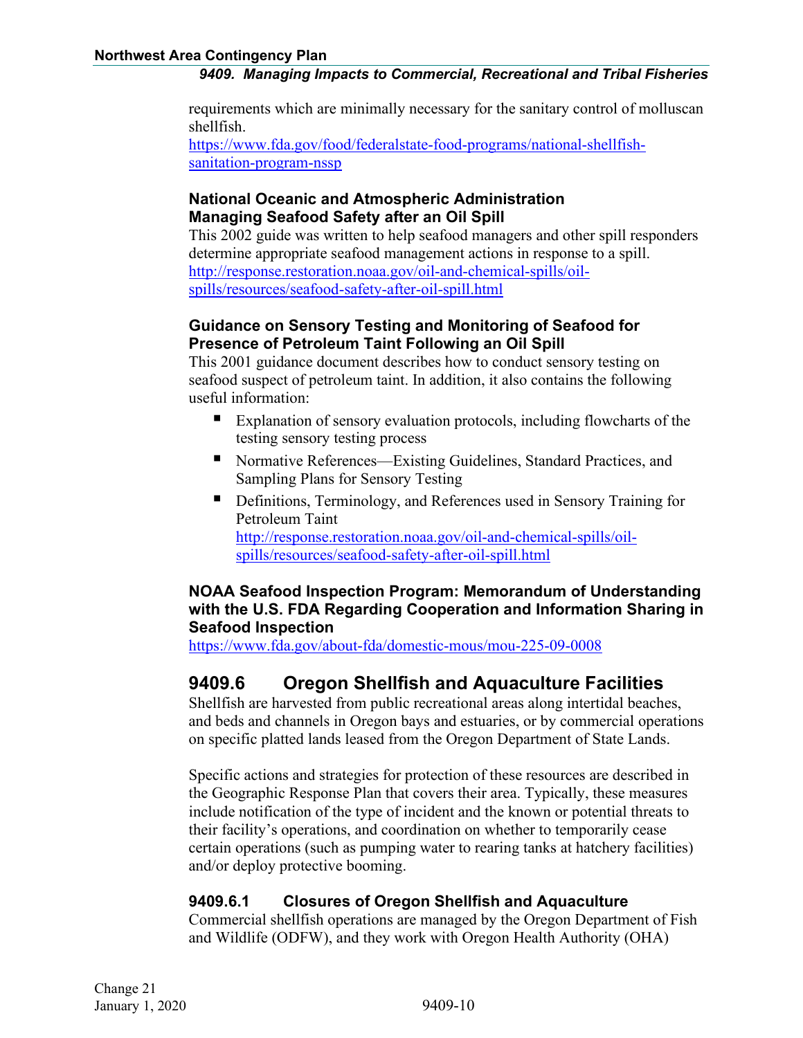requirements which are minimally necessary for the sanitary control of molluscan shellfish.
https://www.fda.gov/food/federalstate-food-programs/national-shellfish-sanitation-program-nssp

**National Oceanic and Atmospheric Administration**
**Managing Seafood Safety after an Oil Spill**

This 2002 guide was written to help seafood managers and other spill responders determine appropriate seafood management actions in response to a spill.
http://response.restoration.noaa.gov/oil-and-chemical-spills/oil-spills/resources/seafood-safety-after-oil-spill.html

**Guidance on Sensory Testing and Monitoring of Seafood for Presence of Petroleum Taint Following an Oil Spill**

This 2001 guidance document describes how to conduct sensory testing on seafood suspect of petroleum taint. In addition, it also contains the following useful information:

- Explanation of sensory evaluation protocols, including flowcharts of the testing sensory testing process
- Normative References—Existing Guidelines, Standard Practices, and Sampling Plans for Sensory Testing
- Definitions, Terminology, and References used in Sensory Training for Petroleum Taint
  http://response.restoration.noaa.gov/oil-and-chemical-spills/oil-spills/resources/seafood-safety-after-oil-spill.html

**NOAA Seafood Inspection Program: Memorandum of Understanding with the U.S. FDA Regarding Cooperation and Information Sharing in Seafood Inspection**

https://www.fda.gov/about-fda/domestic-mous/mou-225-09-0008

## 9409.6 Oregon Shellfish and Aquaculture Facilities

Shellfish are harvested from public recreational areas along intertidal beaches, and beds and channels in Oregon bays and estuaries, or by commercial operations on specific platted lands leased from the Oregon Department of State Lands.

Specific actions and strategies for protection of these resources are described in the Geographic Response Plan that covers their area. Typically, these measures include notification of the type of incident and the known or potential threats to their facility's operations, and coordination on whether to temporarily cease certain operations (such as pumping water to rearing tanks at hatchery facilities) and/or deploy protective booming.

### 9409.6.1 Closures of Oregon Shellfish and Aquaculture

Commercial shellfish operations are managed by the Oregon Department of Fish and Wildlife (ODFW), and they work with Oregon Health Authority (OHA)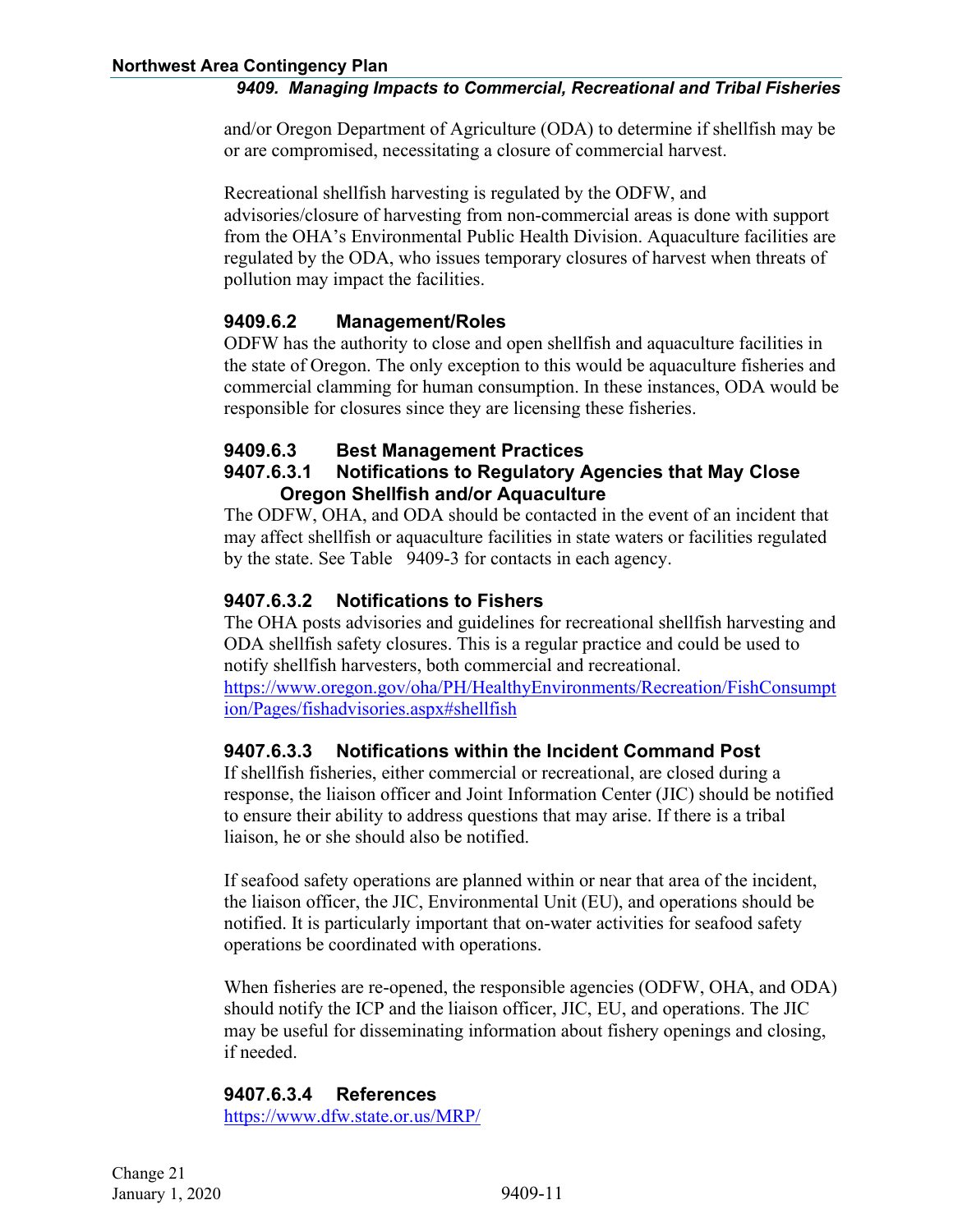and/or Oregon Department of Agriculture (ODA) to determine if shellfish may be or are compromised, necessitating a closure of commercial harvest.

Recreational shellfish harvesting is regulated by the ODFW, and advisories/closure of harvesting from non-commercial areas is done with support from the OHA's Environmental Public Health Division. Aquaculture facilities are regulated by the ODA, who issues temporary closures of harvest when threats of pollution may impact the facilities.

### 9409.6.2 Management/Roles

ODFW has the authority to close and open shellfish and aquaculture facilities in the state of Oregon. The only exception to this would be aquaculture fisheries and commercial clamming for human consumption. In these instances, ODA would be responsible for closures since they are licensing these fisheries.

### 9409.6.3 Best Management Practices

#### 9407.6.3.1 Notifications to Regulatory Agencies that May Close Oregon Shellfish and/or Aquaculture

The ODFW, OHA, and ODA should be contacted in the event of an incident that may affect shellfish or aquaculture facilities in state waters or facilities regulated by the state. See Table 9409-3 for contacts in each agency.

#### 9407.6.3.2 Notifications to Fishers

The OHA posts advisories and guidelines for recreational shellfish harvesting and ODA shellfish safety closures. This is a regular practice and could be used to notify shellfish harvesters, both commercial and recreational.
https://www.oregon.gov/oha/PH/HealthyEnvironments/Recreation/FishConsumption/Pages/fishadvisories.aspx#shellfish

#### 9407.6.3.3 Notifications within the Incident Command Post

If shellfish fisheries, either commercial or recreational, are closed during a response, the liaison officer and Joint Information Center (JIC) should be notified to ensure their ability to address questions that may arise. If there is a tribal liaison, he or she should also be notified.

If seafood safety operations are planned within or near that area of the incident, the liaison officer, the JIC, Environmental Unit (EU), and operations should be notified. It is particularly important that on-water activities for seafood safety operations be coordinated with operations.

When fisheries are re-opened, the responsible agencies (ODFW, OHA, and ODA) should notify the ICP and the liaison officer, JIC, EU, and operations. The JIC may be useful for disseminating information about fishery openings and closing, if needed.

#### 9407.6.3.4 References

https://www.dfw.state.or.us/MRP/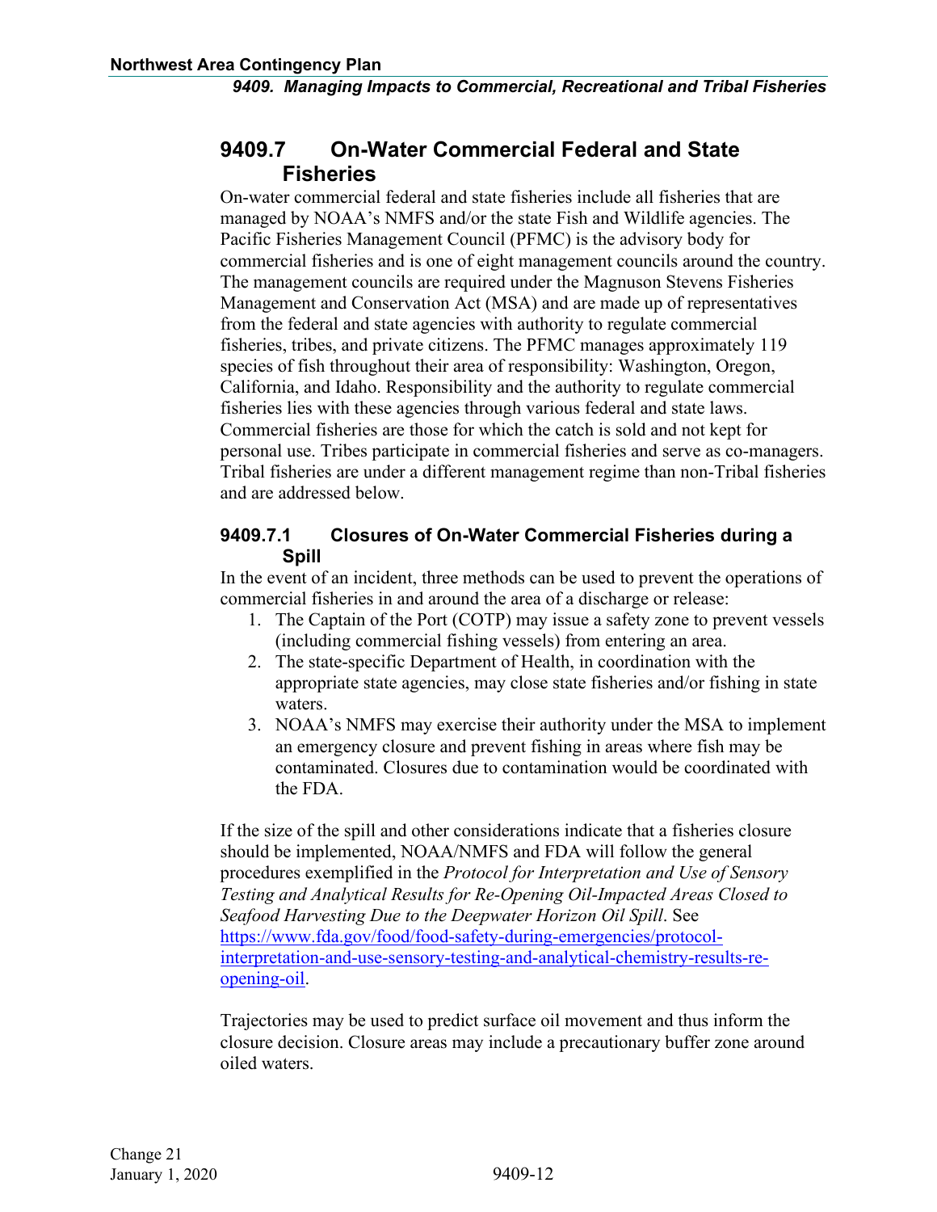## 9409.7 On-Water Commercial Federal and State Fisheries

On-water commercial federal and state fisheries include all fisheries that are managed by NOAA's NMFS and/or the state Fish and Wildlife agencies. The Pacific Fisheries Management Council (PFMC) is the advisory body for commercial fisheries and is one of eight management councils around the country. The management councils are required under the Magnuson Stevens Fisheries Management and Conservation Act (MSA) and are made up of representatives from the federal and state agencies with authority to regulate commercial fisheries, tribes, and private citizens. The PFMC manages approximately 119 species of fish throughout their area of responsibility: Washington, Oregon, California, and Idaho. Responsibility and the authority to regulate commercial fisheries lies with these agencies through various federal and state laws. Commercial fisheries are those for which the catch is sold and not kept for personal use. Tribes participate in commercial fisheries and serve as co-managers. Tribal fisheries are under a different management regime than non-Tribal fisheries and are addressed below.

### 9409.7.1 Closures of On-Water Commercial Fisheries during a Spill

In the event of an incident, three methods can be used to prevent the operations of commercial fisheries in and around the area of a discharge or release:

1. The Captain of the Port (COTP) may issue a safety zone to prevent vessels (including commercial fishing vessels) from entering an area.
2. The state-specific Department of Health, in coordination with the appropriate state agencies, may close state fisheries and/or fishing in state waters.
3. NOAA's NMFS may exercise their authority under the MSA to implement an emergency closure and prevent fishing in areas where fish may be contaminated. Closures due to contamination would be coordinated with the FDA.

If the size of the spill and other considerations indicate that a fisheries closure should be implemented, NOAA/NMFS and FDA will follow the general procedures exemplified in the *Protocol for Interpretation and Use of Sensory Testing and Analytical Results for Re-Opening Oil-Impacted Areas Closed to Seafood Harvesting Due to the Deepwater Horizon Oil Spill*. See [https://www.fda.gov/food/food-safety-during-emergencies/protocol-interpretation-and-use-sensory-testing-and-analytical-chemistry-results-re-opening-oil](https://www.fda.gov/food/food-safety-during-emergencies/protocol-interpretation-and-use-sensory-testing-and-analytical-chemistry-results-re-opening-oil).

Trajectories may be used to predict surface oil movement and thus inform the closure decision. Closure areas may include a precautionary buffer zone around oiled waters.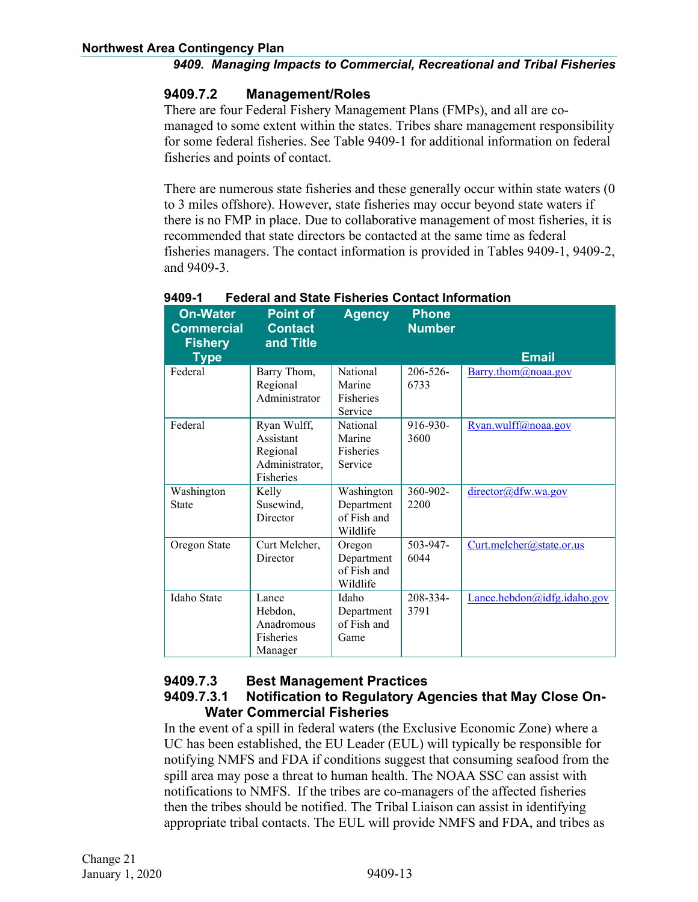### 9409.7.2 Management/Roles

There are four Federal Fishery Management Plans (FMPs), and all are co-managed to some extent within the states. Tribes share management responsibility for some federal fisheries. See Table 9409-1 for additional information on federal fisheries and points of contact.

There are numerous state fisheries and these generally occur within state waters (0 to 3 miles offshore). However, state fisheries may occur beyond state waters if there is no FMP in place. Due to collaborative management of most fisheries, it is recommended that state directors be contacted at the same time as federal fisheries managers. The contact information is provided in Tables 9409-1, 9409-2, and 9409-3.

**9409-1 Federal and State Fisheries Contact Information**

| On-Water Commercial Fishery Type | Point of Contact and Title | Agency | Phone Number | Email |
|---|---|---|---|---|
| Federal | Barry Thom, Regional Administrator | National Marine Fisheries Service | 206-526-6733 | Barry.thom@noaa.gov |
| Federal | Ryan Wulff, Assistant Regional Administrator, Fisheries | National Marine Fisheries Service | 916-930-3600 | Ryan.wulff@noaa.gov |
| Washington State | Kelly Susewind, Director | Washington Department of Fish and Wildlife | 360-902-2200 | director@dfw.wa.gov |
| Oregon State | Curt Melcher, Director | Oregon Department of Fish and Wildlife | 503-947-6044 | Curt.melcher@state.or.us |
| Idaho State | Lance Hebdon, Anadromous Fisheries Manager | Idaho Department of Fish and Game | 208-334-3791 | Lance.hebdon@idfg.idaho.gov |

### 9409.7.3 Best Management Practices

#### 9409.7.3.1 Notification to Regulatory Agencies that May Close On-Water Commercial Fisheries

In the event of a spill in federal waters (the Exclusive Economic Zone) where a UC has been established, the EU Leader (EUL) will typically be responsible for notifying NMFS and FDA if conditions suggest that consuming seafood from the spill area may pose a threat to human health. The NOAA SSC can assist with notifications to NMFS. If the tribes are co-managers of the affected fisheries then the tribes should be notified. The Tribal Liaison can assist in identifying appropriate tribal contacts. The EUL will provide NMFS and FDA, and tribes as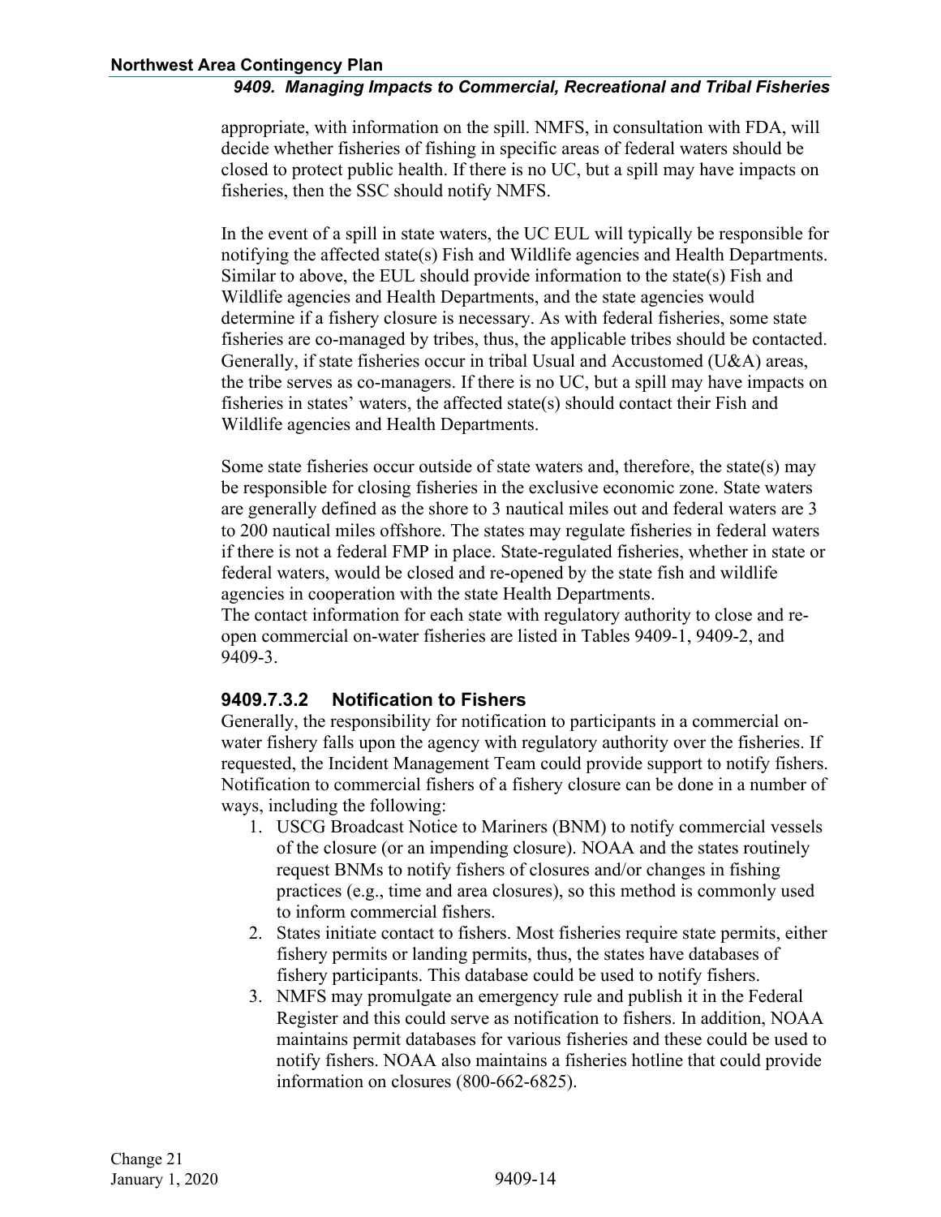appropriate, with information on the spill. NMFS, in consultation with FDA, will decide whether fisheries of fishing in specific areas of federal waters should be closed to protect public health. If there is no UC, but a spill may have impacts on fisheries, then the SSC should notify NMFS.

In the event of a spill in state waters, the UC EUL will typically be responsible for notifying the affected state(s) Fish and Wildlife agencies and Health Departments. Similar to above, the EUL should provide information to the state(s) Fish and Wildlife agencies and Health Departments, and the state agencies would determine if a fishery closure is necessary. As with federal fisheries, some state fisheries are co-managed by tribes, thus, the applicable tribes should be contacted. Generally, if state fisheries occur in tribal Usual and Accustomed (U&A) areas, the tribe serves as co-managers. If there is no UC, but a spill may have impacts on fisheries in states' waters, the affected state(s) should contact their Fish and Wildlife agencies and Health Departments.

Some state fisheries occur outside of state waters and, therefore, the state(s) may be responsible for closing fisheries in the exclusive economic zone. State waters are generally defined as the shore to 3 nautical miles out and federal waters are 3 to 200 nautical miles offshore. The states may regulate fisheries in federal waters if there is not a federal FMP in place. State-regulated fisheries, whether in state or federal waters, would be closed and re-opened by the state fish and wildlife agencies in cooperation with the state Health Departments.
The contact information for each state with regulatory authority to close and re-open commercial on-water fisheries are listed in Tables 9409-1, 9409-2, and 9409-3.

### 9409.7.3.2 Notification to Fishers

Generally, the responsibility for notification to participants in a commercial on-water fishery falls upon the agency with regulatory authority over the fisheries. If requested, the Incident Management Team could provide support to notify fishers. Notification to commercial fishers of a fishery closure can be done in a number of ways, including the following:

1. USCG Broadcast Notice to Mariners (BNM) to notify commercial vessels of the closure (or an impending closure). NOAA and the states routinely request BNMs to notify fishers of closures and/or changes in fishing practices (e.g., time and area closures), so this method is commonly used to inform commercial fishers.
2. States initiate contact to fishers. Most fisheries require state permits, either fishery permits or landing permits, thus, the states have databases of fishery participants. This database could be used to notify fishers.
3. NMFS may promulgate an emergency rule and publish it in the Federal Register and this could serve as notification to fishers. In addition, NOAA maintains permit databases for various fisheries and these could be used to notify fishers. NOAA also maintains a fisheries hotline that could provide information on closures (800-662-6825).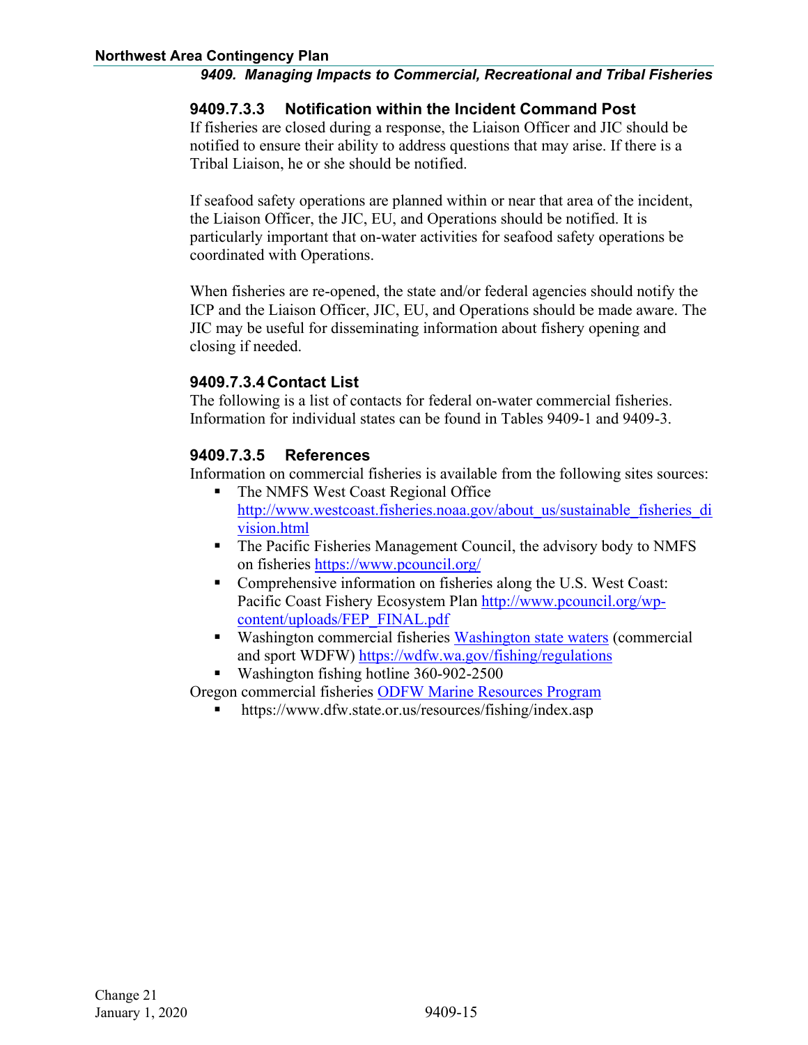#### 9409.7.3.3 Notification within the Incident Command Post

If fisheries are closed during a response, the Liaison Officer and JIC should be notified to ensure their ability to address questions that may arise. If there is a Tribal Liaison, he or she should be notified.

If seafood safety operations are planned within or near that area of the incident, the Liaison Officer, the JIC, EU, and Operations should be notified. It is particularly important that on-water activities for seafood safety operations be coordinated with Operations.

When fisheries are re-opened, the state and/or federal agencies should notify the ICP and the Liaison Officer, JIC, EU, and Operations should be made aware. The JIC may be useful for disseminating information about fishery opening and closing if needed.

#### 9409.7.3.4 Contact List

The following is a list of contacts for federal on-water commercial fisheries. Information for individual states can be found in Tables 9409-1 and 9409-3.

#### 9409.7.3.5 References

Information on commercial fisheries is available from the following sites sources:

- The NMFS West Coast Regional Office http://www.westcoast.fisheries.noaa.gov/about_us/sustainable_fisheries_division.html
- The Pacific Fisheries Management Council, the advisory body to NMFS on fisheries https://www.pcouncil.org/
- Comprehensive information on fisheries along the U.S. West Coast: Pacific Coast Fishery Ecosystem Plan http://www.pcouncil.org/wp-content/uploads/FEP_FINAL.pdf
- Washington commercial fisheries Washington state waters (commercial and sport WDFW) https://wdfw.wa.gov/fishing/regulations
- Washington fishing hotline 360-902-2500

Oregon commercial fisheries ODFW Marine Resources Program

- https://www.dfw.state.or.us/resources/fishing/index.asp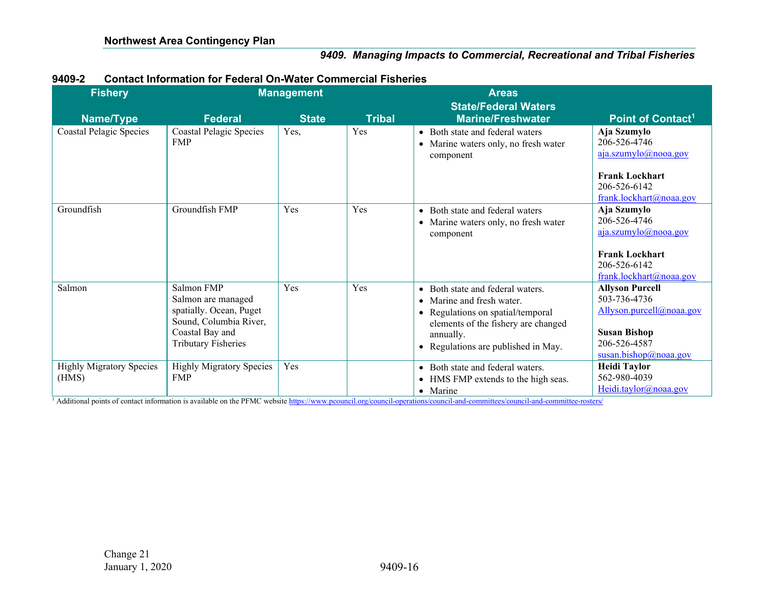### 9409-2 Contact Information for Federal On-Water Commercial Fisheries

| Fishery | Management | | | Areas | |
|---|---|---|---|---|---|
| Name/Type | Federal | State | Tribal | State/Federal Waters Marine/Freshwater | Point of Contact[1] |
| Coastal Pelagic Species | Coastal Pelagic Species FMP | Yes, | Yes | • Both state and federal waters<br>• Marine waters only, no fresh water component | **Aja Szumylo**<br>206-526-4746<br>aja.szumylo@nooa.gov<br><br>**Frank Lockhart**<br>206-526-6142<br>frank.lockhart@noaa.gov |
| Groundfish | Groundfish FMP | Yes | Yes | • Both state and federal waters<br>• Marine waters only, no fresh water component | **Aja Szumylo**<br>206-526-4746<br>aja.szumylo@nooa.gov<br><br>**Frank Lockhart**<br>206-526-6142<br>frank.lockhart@noaa.gov |
| Salmon | Salmon FMP<br>Salmon are managed spatially. Ocean, Puget Sound, Columbia River, Coastal Bay and Tributary Fisheries | Yes | Yes | • Both state and federal waters.<br>• Marine and fresh water.<br>• Regulations on spatial/temporal elements of the fishery are changed annually.<br>• Regulations are published in May. | **Allyson Purcell**<br>503-736-4736<br>Allyson.purcell@noaa.gov<br><br>**Susan Bishop**<br>206-526-4587<br>susan.bishop@noaa.gov |
| Highly Migratory Species (HMS) | Highly Migratory Species FMP | Yes | | • Both state and federal waters.<br>• HMS FMP extends to the high seas.<br>• Marine | **Heidi Taylor**<br>562-980-4039<br>Heidi.taylor@noaa.gov |

[1] Additional points of contact information is available on the PFMC website https://www.pcouncil.org/council-operations/council-and-committees/council-and-committee-rosters/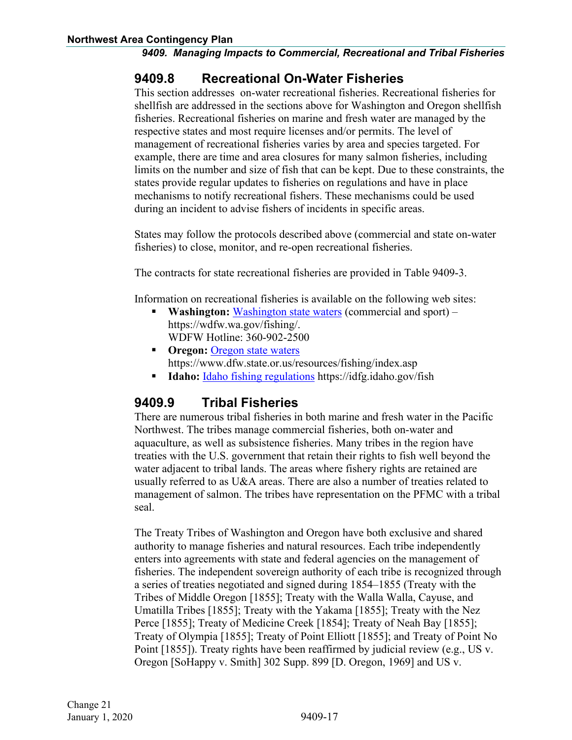## 9409.8 Recreational On-Water Fisheries

This section addresses on-water recreational fisheries. Recreational fisheries for shellfish are addressed in the sections above for Washington and Oregon shellfish fisheries. Recreational fisheries on marine and fresh water are managed by the respective states and most require licenses and/or permits. The level of management of recreational fisheries varies by area and species targeted. For example, there are time and area closures for many salmon fisheries, including limits on the number and size of fish that can be kept. Due to these constraints, the states provide regular updates to fisheries on regulations and have in place mechanisms to notify recreational fishers. These mechanisms could be used during an incident to advise fishers of incidents in specific areas.

States may follow the protocols described above (commercial and state on-water fisheries) to close, monitor, and re-open recreational fisheries.

The contracts for state recreational fisheries are provided in Table 9409-3.

Information on recreational fisheries is available on the following web sites:

- **Washington:** Washington state waters (commercial and sport) – https://wdfw.wa.gov/fishing/.
  WDFW Hotline: 360-902-2500
- **Oregon:** Oregon state waters
  https://www.dfw.state.or.us/resources/fishing/index.asp
- **Idaho:** Idaho fishing regulations https://idfg.idaho.gov/fish

## 9409.9 Tribal Fisheries

There are numerous tribal fisheries in both marine and fresh water in the Pacific Northwest. The tribes manage commercial fisheries, both on-water and aquaculture, as well as subsistence fisheries. Many tribes in the region have treaties with the U.S. government that retain their rights to fish well beyond the water adjacent to tribal lands. The areas where fishery rights are retained are usually referred to as U&A areas. There are also a number of treaties related to management of salmon. The tribes have representation on the PFMC with a tribal seal.

The Treaty Tribes of Washington and Oregon have both exclusive and shared authority to manage fisheries and natural resources. Each tribe independently enters into agreements with state and federal agencies on the management of fisheries. The independent sovereign authority of each tribe is recognized through a series of treaties negotiated and signed during 1854–1855 (Treaty with the Tribes of Middle Oregon [1855]; Treaty with the Walla Walla, Cayuse, and Umatilla Tribes [1855]; Treaty with the Yakama [1855]; Treaty with the Nez Perce [1855]; Treaty of Medicine Creek [1854]; Treaty of Neah Bay [1855]; Treaty of Olympia [1855]; Treaty of Point Elliott [1855]; and Treaty of Point No Point [1855]). Treaty rights have been reaffirmed by judicial review (e.g., US v. Oregon [SoHappy v. Smith] 302 Supp. 899 [D. Oregon, 1969] and US v.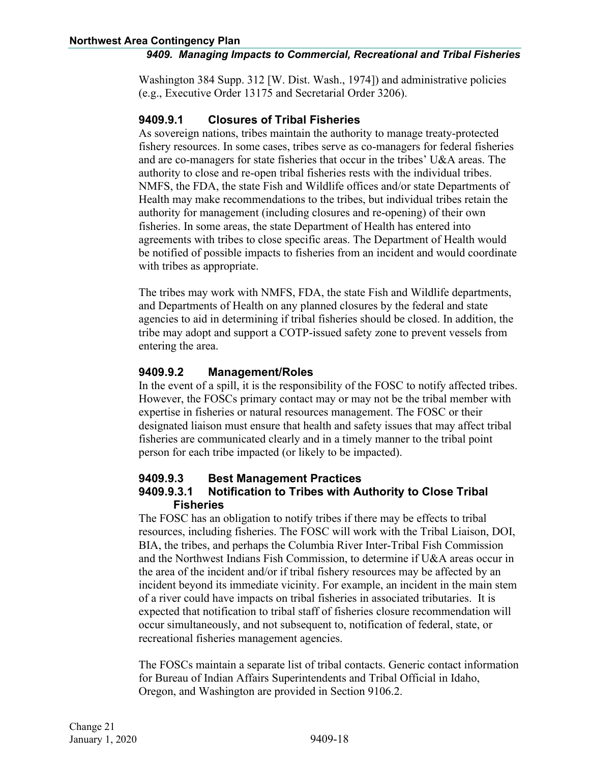Washington 384 Supp. 312 [W. Dist. Wash., 1974]) and administrative policies (e.g., Executive Order 13175 and Secretarial Order 3206).

### 9409.9.1 Closures of Tribal Fisheries

As sovereign nations, tribes maintain the authority to manage treaty-protected fishery resources. In some cases, tribes serve as co-managers for federal fisheries and are co-managers for state fisheries that occur in the tribes' U&A areas. The authority to close and re-open tribal fisheries rests with the individual tribes. NMFS, the FDA, the state Fish and Wildlife offices and/or state Departments of Health may make recommendations to the tribes, but individual tribes retain the authority for management (including closures and re-opening) of their own fisheries. In some areas, the state Department of Health has entered into agreements with tribes to close specific areas. The Department of Health would be notified of possible impacts to fisheries from an incident and would coordinate with tribes as appropriate.

The tribes may work with NMFS, FDA, the state Fish and Wildlife departments, and Departments of Health on any planned closures by the federal and state agencies to aid in determining if tribal fisheries should be closed. In addition, the tribe may adopt and support a COTP-issued safety zone to prevent vessels from entering the area.

### 9409.9.2 Management/Roles

In the event of a spill, it is the responsibility of the FOSC to notify affected tribes. However, the FOSCs primary contact may or may not be the tribal member with expertise in fisheries or natural resources management. The FOSC or their designated liaison must ensure that health and safety issues that may affect tribal fisheries are communicated clearly and in a timely manner to the tribal point person for each tribe impacted (or likely to be impacted).

### 9409.9.3 Best Management Practices

#### 9409.9.3.1 Notification to Tribes with Authority to Close Tribal Fisheries

The FOSC has an obligation to notify tribes if there may be effects to tribal resources, including fisheries. The FOSC will work with the Tribal Liaison, DOI, BIA, the tribes, and perhaps the Columbia River Inter-Tribal Fish Commission and the Northwest Indians Fish Commission, to determine if U&A areas occur in the area of the incident and/or if tribal fishery resources may be affected by an incident beyond its immediate vicinity. For example, an incident in the main stem of a river could have impacts on tribal fisheries in associated tributaries. It is expected that notification to tribal staff of fisheries closure recommendation will occur simultaneously, and not subsequent to, notification of federal, state, or recreational fisheries management agencies.

The FOSCs maintain a separate list of tribal contacts. Generic contact information for Bureau of Indian Affairs Superintendents and Tribal Official in Idaho, Oregon, and Washington are provided in Section 9106.2.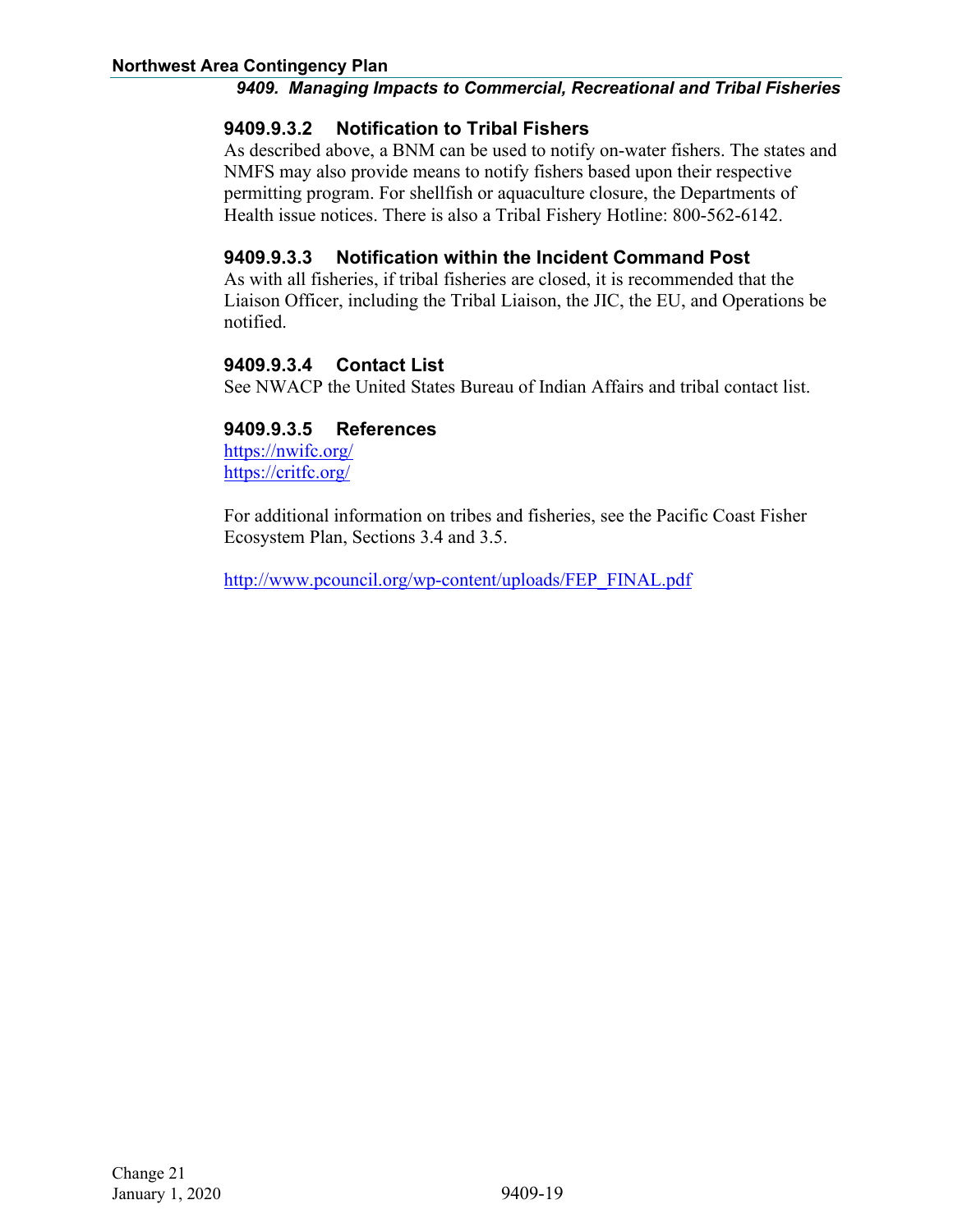#### 9409.9.3.2 Notification to Tribal Fishers

As described above, a BNM can be used to notify on-water fishers. The states and NMFS may also provide means to notify fishers based upon their respective permitting program. For shellfish or aquaculture closure, the Departments of Health issue notices. There is also a Tribal Fishery Hotline: 800-562-6142.

#### 9409.9.3.3 Notification within the Incident Command Post

As with all fisheries, if tribal fisheries are closed, it is recommended that the Liaison Officer, including the Tribal Liaison, the JIC, the EU, and Operations be notified.

#### 9409.9.3.4 Contact List

See NWACP the United States Bureau of Indian Affairs and tribal contact list.

#### 9409.9.3.5 References

https://nwifc.org/
https://critfc.org/

For additional information on tribes and fisheries, see the Pacific Coast Fisher Ecosystem Plan, Sections 3.4 and 3.5.

http://www.pcouncil.org/wp-content/uploads/FEP_FINAL.pdf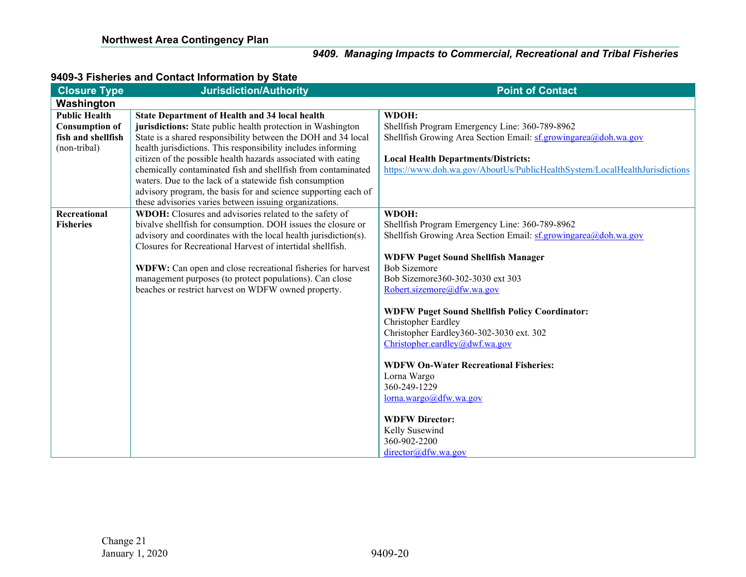### 9409-3 Fisheries and Contact Information by State

| Closure Type | Jurisdiction/Authority | Point of Contact |
|---|---|---|
| **Washington** | | |
| **Public Health Consumption of fish and shellfish** (non-tribal) | **State Department of Health and 34 local health jurisdictions:** State public health protection in Washington State is a shared responsibility between the DOH and 34 local health jurisdictions. This responsibility includes informing citizen of the possible health hazards associated with eating chemically contaminated fish and shellfish from contaminated waters. Due to the lack of a statewide fish consumption advisory program, the basis for and science supporting each of these advisories varies between issuing organizations. | **WDOH:**<br>Shellfish Program Emergency Line: 360-789-8962<br>Shellfish Growing Area Section Email: sf.growingarea@doh.wa.gov<br><br>**Local Health Departments/Districts:**<br>https://www.doh.wa.gov/AboutUs/PublicHealthSystem/LocalHealthJurisdictions |
| **Recreational Fisheries** | **WDOH:** Closures and advisories related to the safety of bivalve shellfish for consumption. DOH issues the closure or advisory and coordinates with the local health jurisdiction(s). Closures for Recreational Harvest of intertidal shellfish.<br><br>**WDFW:** Can open and close recreational fisheries for harvest management purposes (to protect populations). Can close beaches or restrict harvest on WDFW owned property. | **WDOH:**<br>Shellfish Program Emergency Line: 360-789-8962<br>Shellfish Growing Area Section Email: sf.growingarea@doh.wa.gov<br><br>**WDFW Puget Sound Shellfish Manager**<br>Bob Sizemore<br>Bob Sizemore360-302-3030 ext 303<br>Robert.sizemore@dfw.wa.gov<br><br>**WDFW Puget Sound Shellfish Policy Coordinator:**<br>Christopher Eardley<br>Christopher Eardley360-302-3030 ext. 302<br>Christopher.eardley@dwf.wa.gov<br><br>**WDFW On-Water Recreational Fisheries:**<br>Lorna Wargo<br>360-249-1229<br>lorna.wargo@dfw.wa.gov<br><br>**WDFW Director:**<br>Kelly Susewind<br>360-902-2200<br>director@dfw.wa.gov |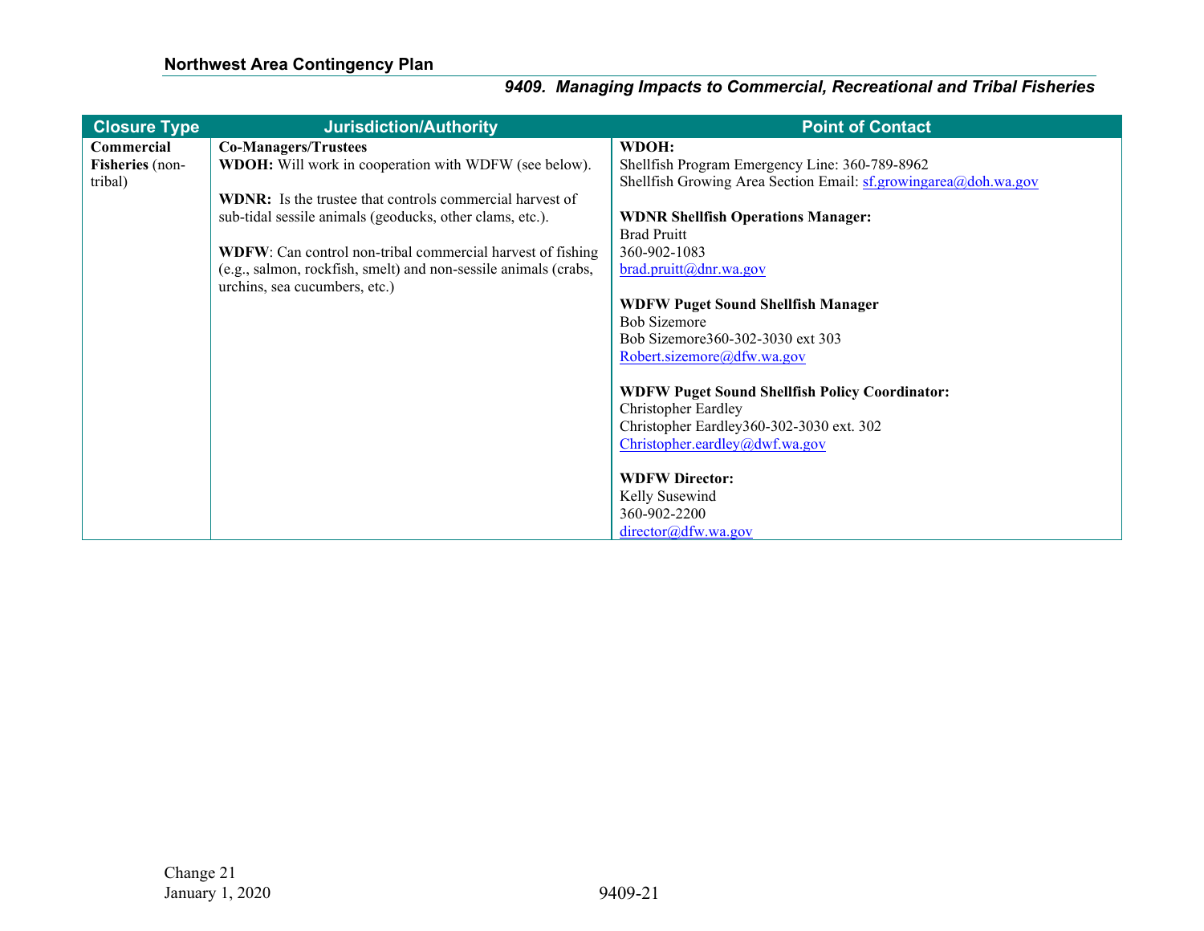| Closure Type | Jurisdiction/Authority | Point of Contact |
|---|---|---|
| **Commercial Fisheries** (non-tribal) | **Co-Managers/Trustees**<br>**WDOH:** Will work in cooperation with WDFW (see below).<br><br>**WDNR:** Is the trustee that controls commercial harvest of sub-tidal sessile animals (geoducks, other clams, etc.).<br><br>**WDFW**: Can control non-tribal commercial harvest of fishing (e.g., salmon, rockfish, smelt) and non-sessile animals (crabs, urchins, sea cucumbers, etc.) | **WDOH:**<br>Shellfish Program Emergency Line: 360-789-8962<br>Shellfish Growing Area Section Email: sf.growingarea@doh.wa.gov<br><br>**WDNR Shellfish Operations Manager:**<br>Brad Pruitt<br>360-902-1083<br>brad.pruitt@dnr.wa.gov<br><br>**WDFW Puget Sound Shellfish Manager**<br>Bob Sizemore<br>Bob Sizemore360-302-3030 ext 303<br>Robert.sizemore@dfw.wa.gov<br><br>**WDFW Puget Sound Shellfish Policy Coordinator:**<br>Christopher Eardley<br>Christopher Eardley360-302-3030 ext. 302<br>Christopher.eardley@dwf.wa.gov<br><br>**WDFW Director:**<br>Kelly Susewind<br>360-902-2200<br>director@dfw.wa.gov |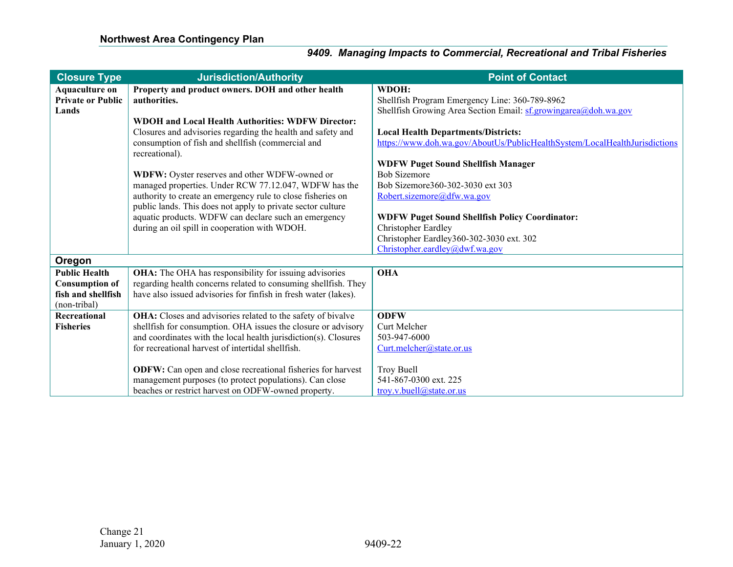| Closure Type | Jurisdiction/Authority | Point of Contact |
|---|---|---|
| **Aquaculture on Private or Public Lands** | **Property and product owners. DOH and other health authorities.**<br><br>**WDOH and Local Health Authorities: WDFW Director:** Closures and advisories regarding the health and safety and consumption of fish and shellfish (commercial and recreational).<br><br>**WDFW:** Oyster reserves and other WDFW-owned or managed properties. Under RCW 77.12.047, WDFW has the authority to create an emergency rule to close fisheries on public lands. This does not apply to private sector culture aquatic products. WDFW can declare such an emergency during an oil spill in cooperation with WDOH. | **WDOH:**<br>Shellfish Program Emergency Line: 360-789-8962<br>Shellfish Growing Area Section Email: sf.growingarea@doh.wa.gov<br><br>**Local Health Departments/Districts:**<br>https://www.doh.wa.gov/AboutUs/PublicHealthSystem/LocalHealthJurisdictions<br><br>**WDFW Puget Sound Shellfish Manager**<br>Bob Sizemore<br>Bob Sizemore360-302-3030 ext 303<br>Robert.sizemore@dfw.wa.gov<br><br>**WDFW Puget Sound Shellfish Policy Coordinator:**<br>Christopher Eardley<br>Christopher Eardley360-302-3030 ext. 302<br>Christopher.eardley@dwf.wa.gov |
| **Oregon** | | |
| **Public Health Consumption of fish and shellfish** (non-tribal) | **OHA:** The OHA has responsibility for issuing advisories regarding health concerns related to consuming shellfish. They have also issued advisories for finfish in fresh water (lakes). | **OHA** |
| **Recreational Fisheries** | **OHA:** Closes and advisories related to the safety of bivalve shellfish for consumption. OHA issues the closure or advisory and coordinates with the local health jurisdiction(s). Closures for recreational harvest of intertidal shellfish.<br><br>**ODFW:** Can open and close recreational fisheries for harvest management purposes (to protect populations). Can close beaches or restrict harvest on ODFW-owned property. | **ODFW**<br>Curt Melcher<br>503-947-6000<br>Curt.melcher@state.or.us<br><br>Troy Buell<br>541-867-0300 ext. 225<br>troy.v.buell@state.or.us |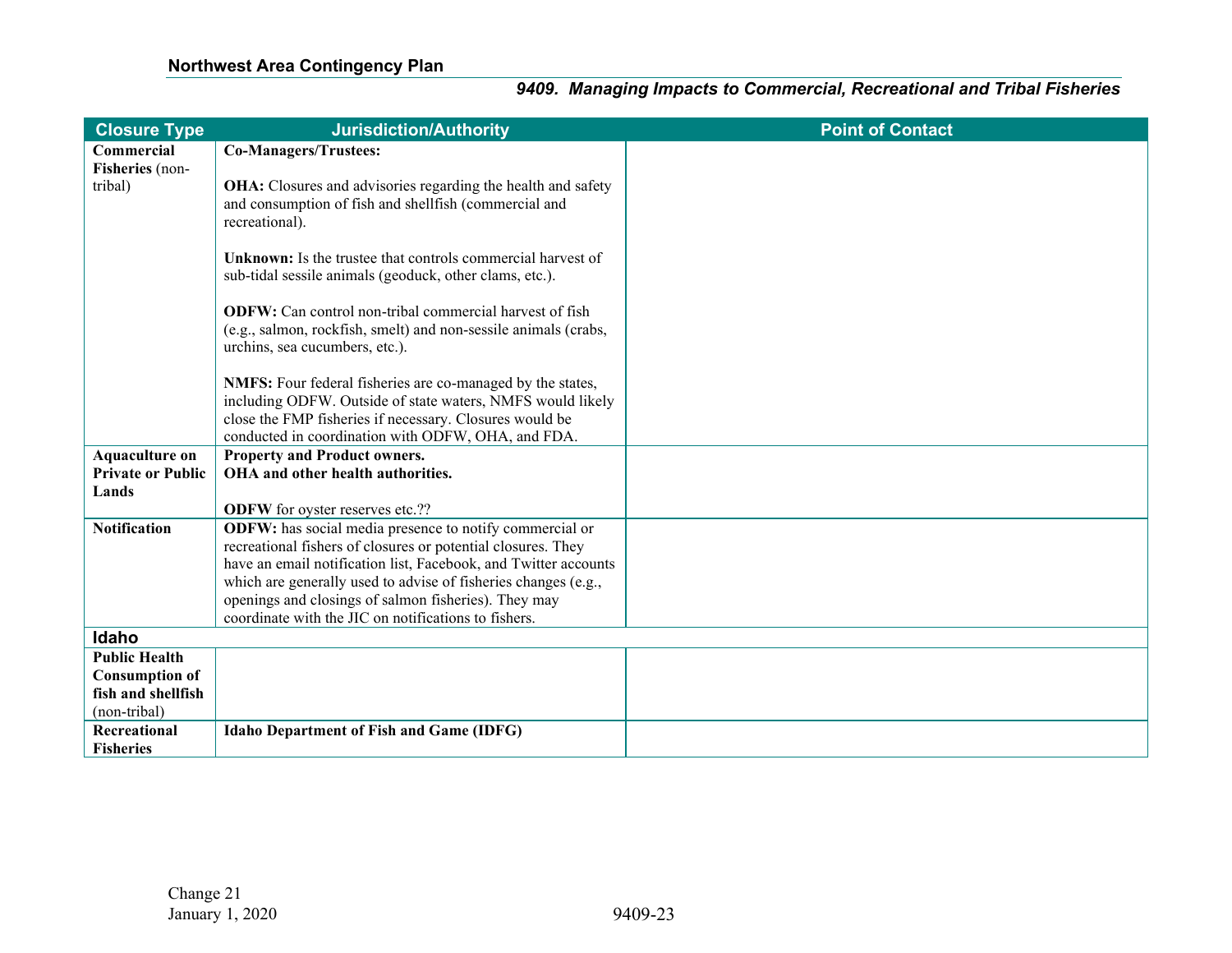| Closure Type | Jurisdiction/Authority | Point of Contact |
|---|---|---|
| **Commercial Fisheries** (non-tribal) | **Co-Managers/Trustees:**<br><br>**OHA:** Closures and advisories regarding the health and safety and consumption of fish and shellfish (commercial and recreational).<br><br>**Unknown:** Is the trustee that controls commercial harvest of sub-tidal sessile animals (geoduck, other clams, etc.).<br><br>**ODFW:** Can control non-tribal commercial harvest of fish (e.g., salmon, rockfish, smelt) and non-sessile animals (crabs, urchins, sea cucumbers, etc.).<br><br>**NMFS:** Four federal fisheries are co-managed by the states, including ODFW. Outside of state waters, NMFS would likely close the FMP fisheries if necessary. Closures would be conducted in coordination with ODFW, OHA, and FDA. | |
| **Aquaculture on Private or Public Lands** | **Property and Product owners.**<br>**OHA and other health authorities.**<br><br>**ODFW** for oyster reserves etc.?? | |
| **Notification** | **ODFW:** has social media presence to notify commercial or recreational fishers of closures or potential closures. They have an email notification list, Facebook, and Twitter accounts which are generally used to advise of fisheries changes (e.g., openings and closings of salmon fisheries). They may coordinate with the JIC on notifications to fishers. | |
| **Idaho** | | |
| **Public Health Consumption of fish and shellfish** (non-tribal) | | |
| **Recreational Fisheries** | **Idaho Department of Fish and Game (IDFG)** | |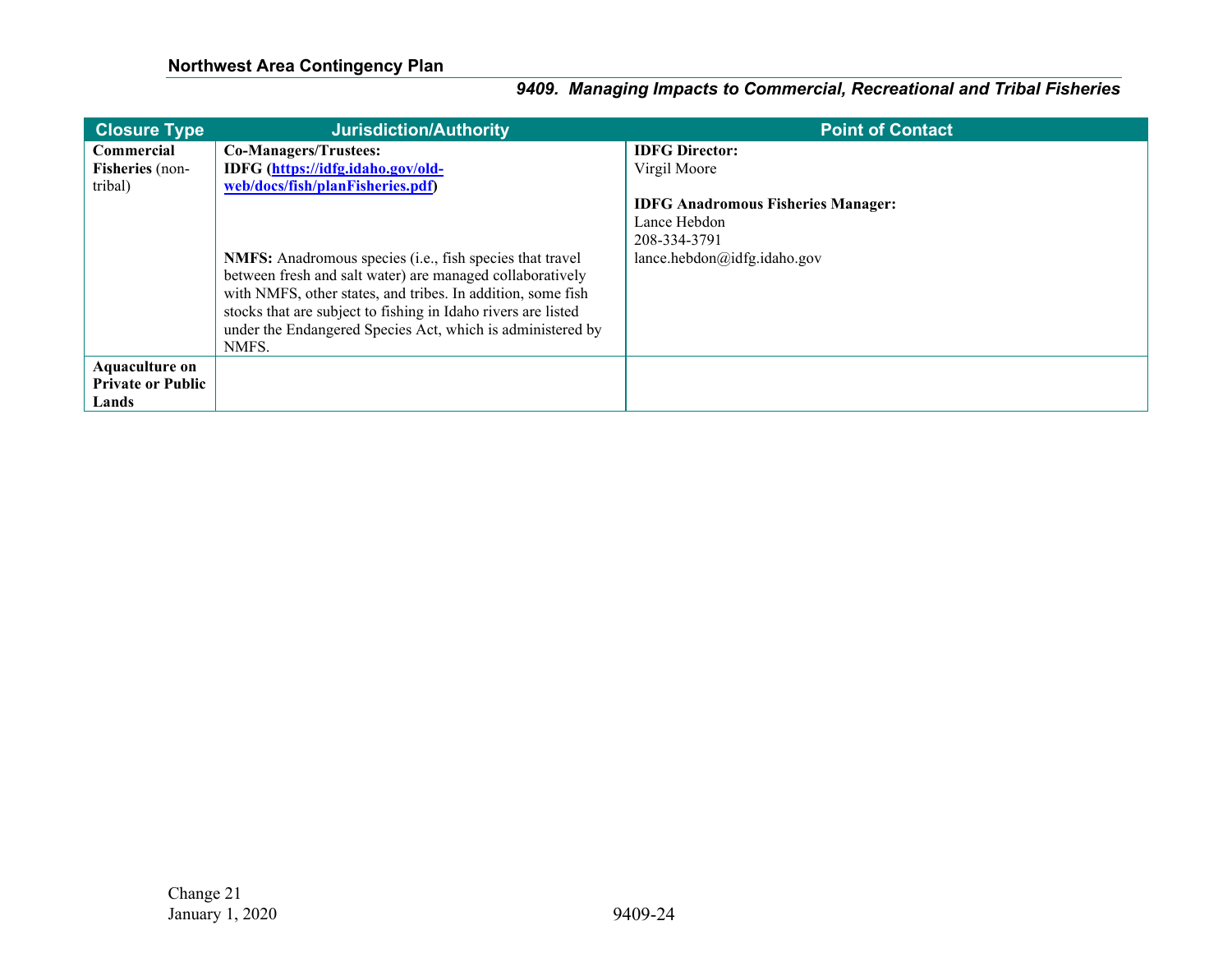| Closure Type | Jurisdiction/Authority | Point of Contact |
|---|---|---|
| **Commercial Fisheries** (non-tribal) | **Co-Managers/Trustees:** **IDFG ([https://idfg.idaho.gov/old-web/docs/fish/planFisheries.pdf](https://idfg.idaho.gov/old-web/docs/fish/planFisheries.pdf))** <br><br> **NMFS:** Anadromous species (i.e., fish species that travel between fresh and salt water) are managed collaboratively with NMFS, other states, and tribes. In addition, some fish stocks that are subject to fishing in Idaho rivers are listed under the Endangered Species Act, which is administered by NMFS. | **IDFG Director:** Virgil Moore <br><br> **IDFG Anadromous Fisheries Manager:** Lance Hebdon <br> 208-334-3791 <br> lance.hebdon@idfg.idaho.gov |
| **Aquaculture on Private or Public Lands** | | |